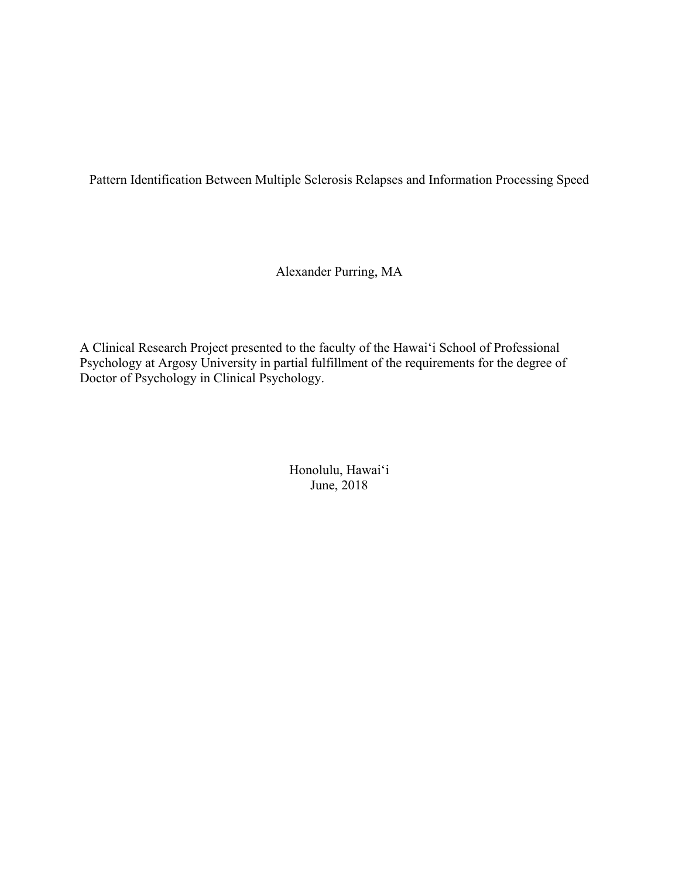# Pattern Identification Between Multiple Sclerosis Relapses and Information Processing Speed

Alexander Purring, MA

A Clinical Research Project presented to the faculty of the Hawai‘i School of Professional Psychology at Argosy University in partial fulfillment of the requirements for the degree of Doctor of Psychology in Clinical Psychology.

Honolulu, Hawai‘i
June, 2018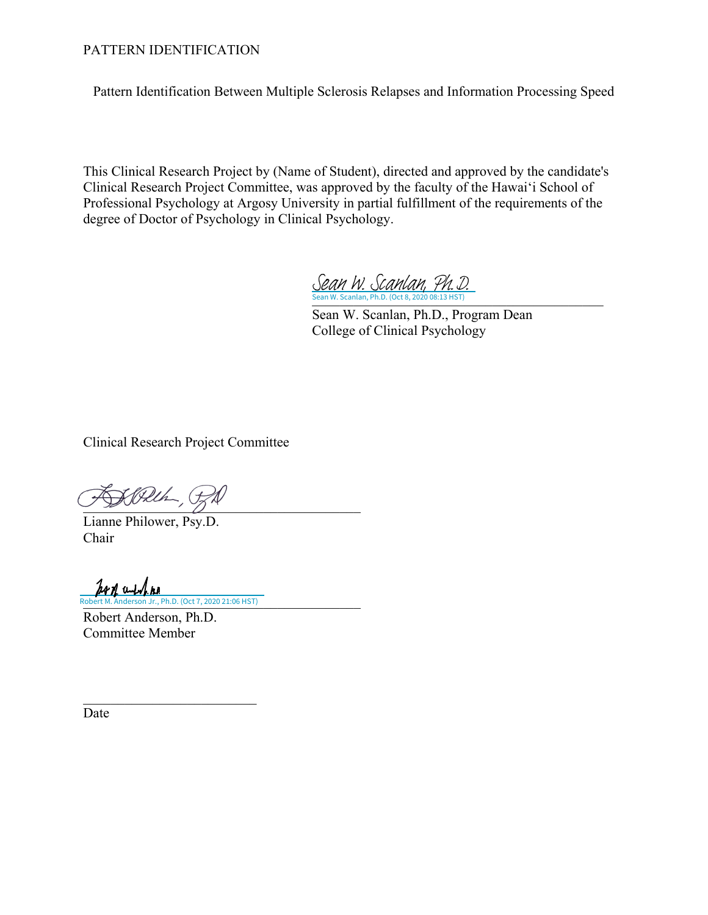Pattern Identification Between Multiple Sclerosis Relapses and Information Processing Speed

This Clinical Research Project by (Name of Student), directed and approved by the candidate's Clinical Research Project Committee, was approved by the faculty of the Hawai'i School of Professional Psychology at Argosy University in partial fulfillment of the requirements of the degree of Doctor of Psychology in Clinical Psychology.

Sean W. Scanlan, Ph.D.
Sean W. Scanlan, Ph.D. (Oct 8, 2020 08:13 HST)

Sean W. Scanlan, Ph.D., Program Dean
College of Clinical Psychology

Clinical Research Project Committee

Lianne Philower, Psy.D.
Chair

Robert M. Anderson Jr., Ph.D. (Oct 7, 2020 21:06 HST)

Robert Anderson, Ph.D.
Committee Member

Date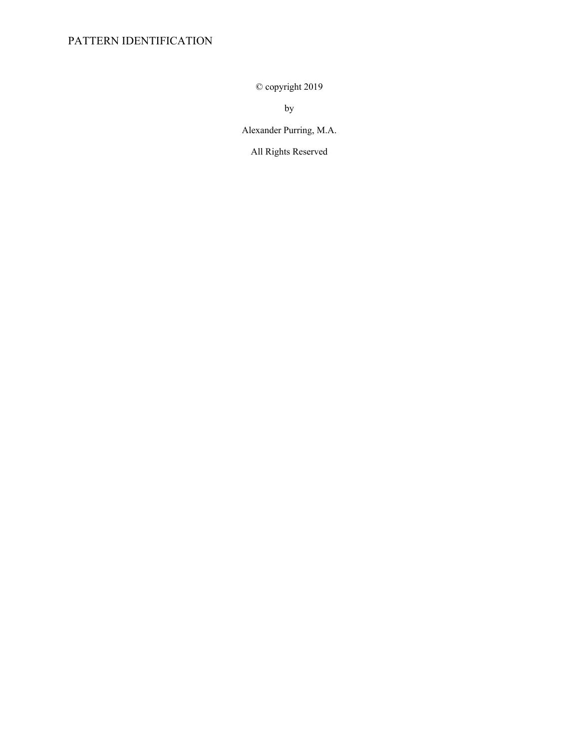© copyright 2019

by

Alexander Purring, M.A.

All Rights Reserved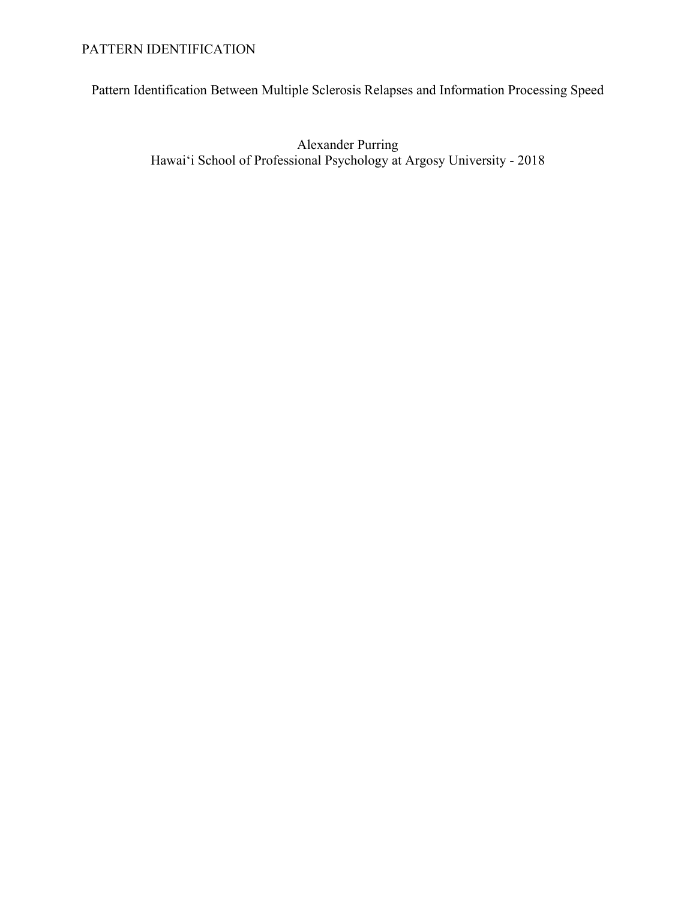# Pattern Identification Between Multiple Sclerosis Relapses and Information Processing Speed

Alexander Purring
Hawai'i School of Professional Psychology at Argosy University - 2018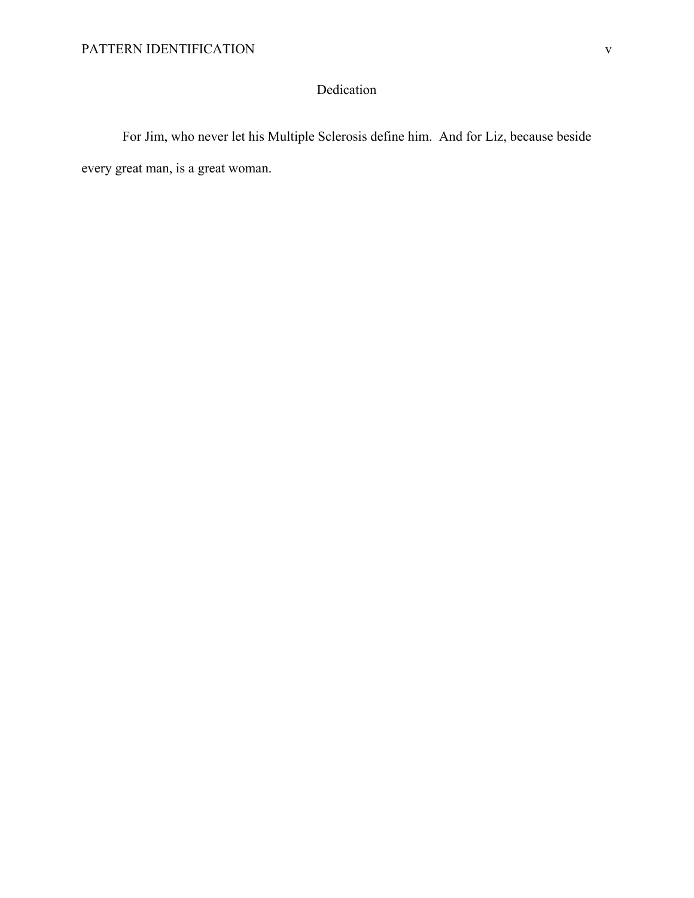# Dedication

For Jim, who never let his Multiple Sclerosis define him.  And for Liz, because beside every great man, is a great woman.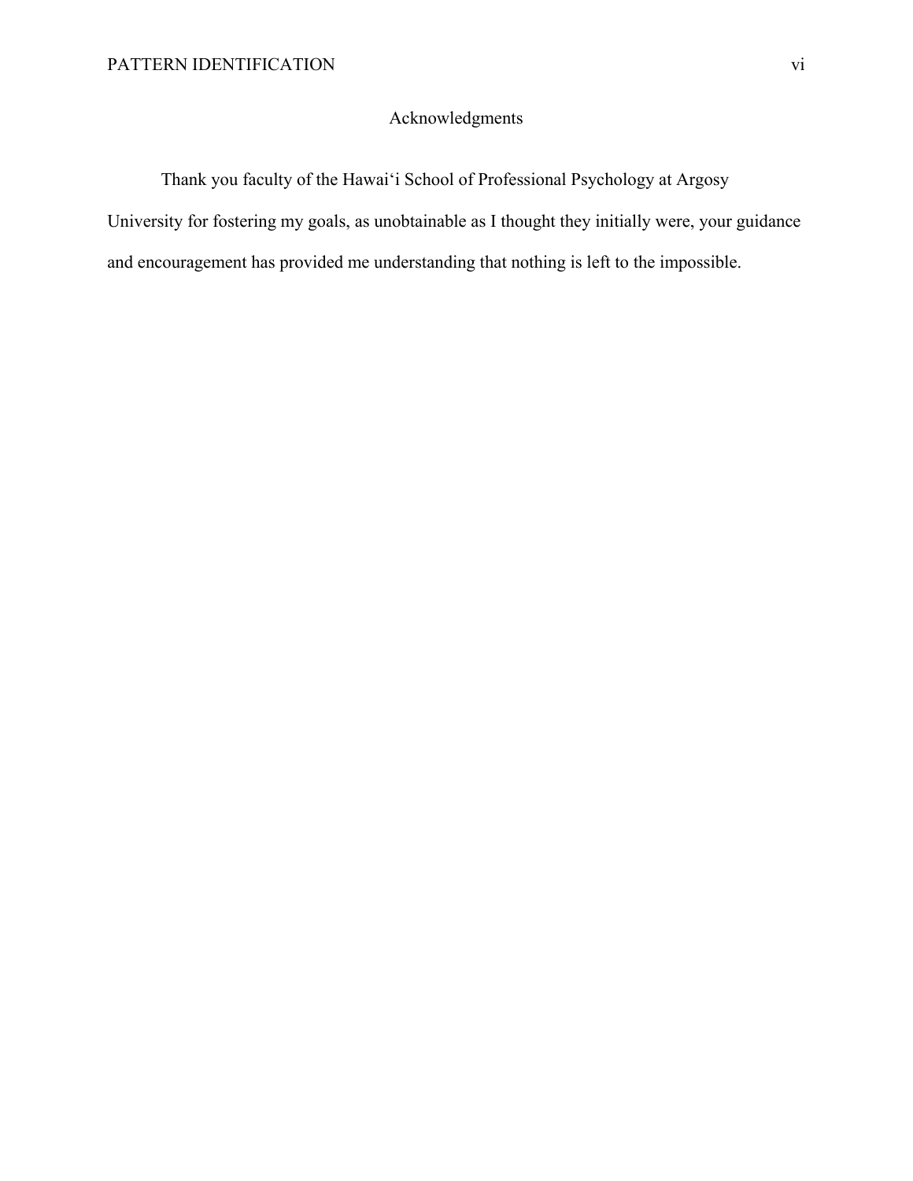# Acknowledgments

Thank you faculty of the Hawai‘i School of Professional Psychology at Argosy University for fostering my goals, as unobtainable as I thought they initially were, your guidance and encouragement has provided me understanding that nothing is left to the impossible.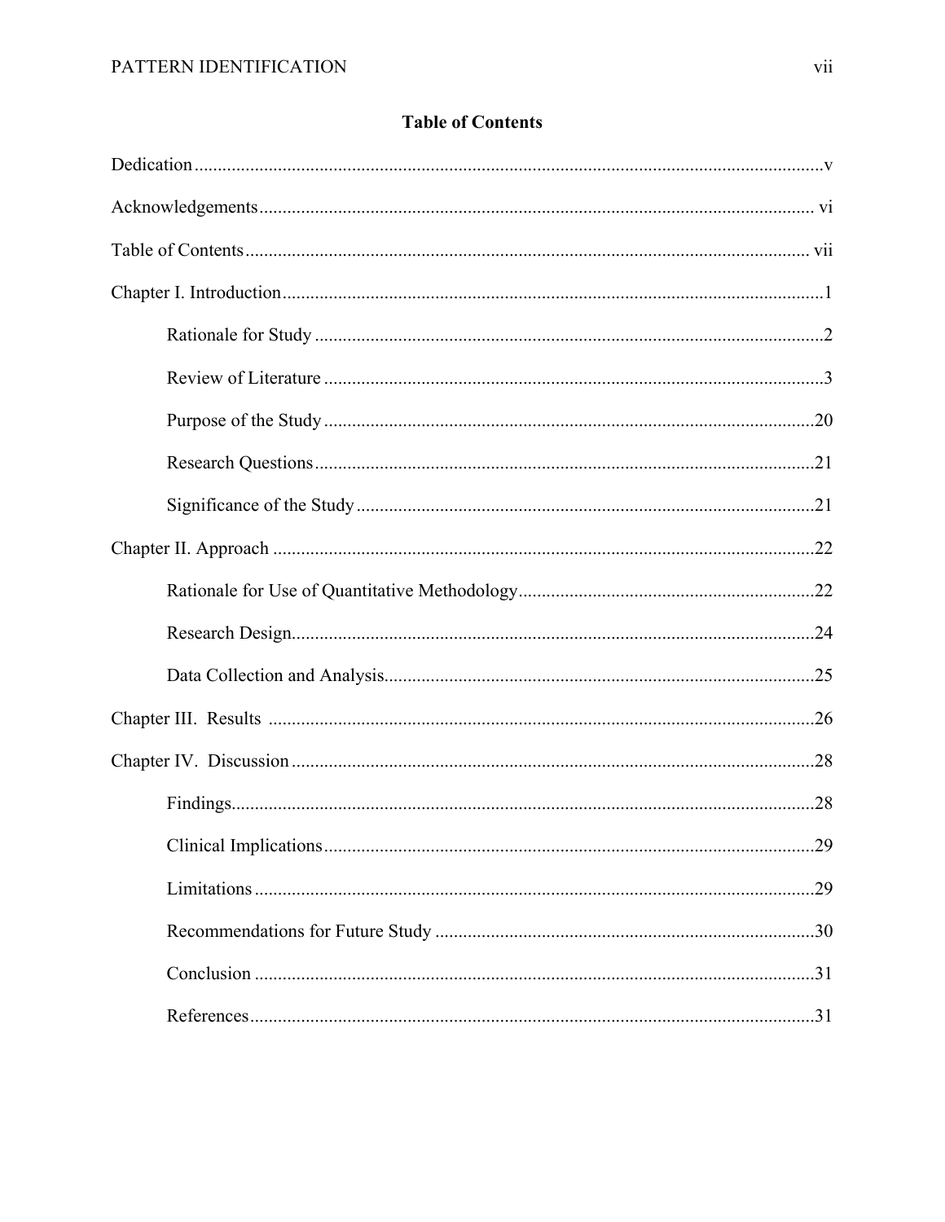## Table of Contents

Dedication .......... v

Acknowledgements .......... vi

Table of Contents .......... vii

Chapter I. Introduction .......... 1

- Rationale for Study .......... 2
- Review of Literature .......... 3
- Purpose of the Study .......... 20
- Research Questions .......... 21
- Significance of the Study .......... 21

Chapter II. Approach .......... 22

- Rationale for Use of Quantitative Methodology .......... 22
- Research Design .......... 24
- Data Collection and Analysis .......... 25

Chapter III. Results .......... 26

Chapter IV. Discussion .......... 28

- Findings .......... 28
- Clinical Implications .......... 29
- Limitations .......... 29
- Recommendations for Future Study .......... 30
- Conclusion .......... 31
- References .......... 31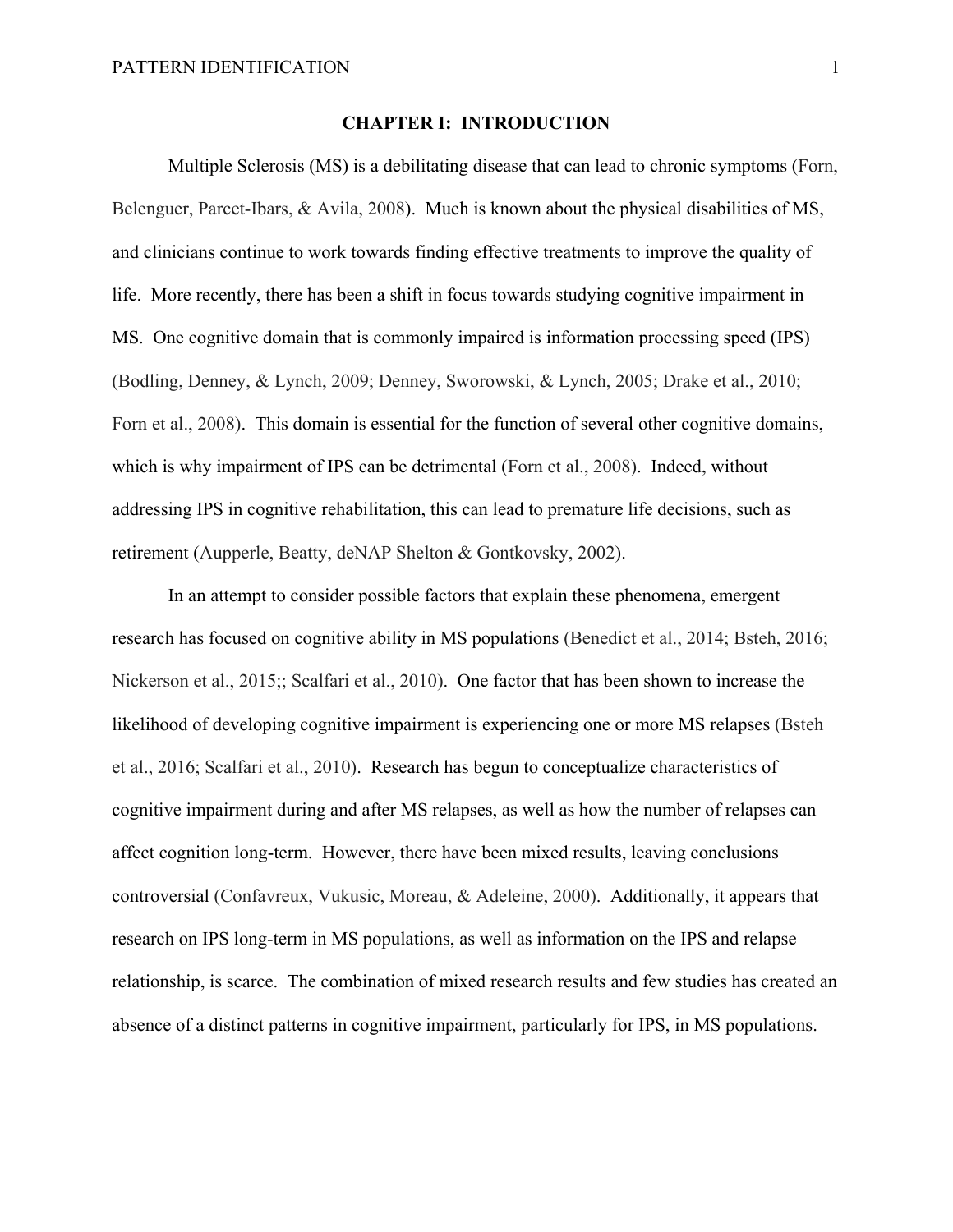# CHAPTER I: INTRODUCTION

Multiple Sclerosis (MS) is a debilitating disease that can lead to chronic symptoms (Forn, Belenguer, Parcet-Ibars, & Avila, 2008). Much is known about the physical disabilities of MS, and clinicians continue to work towards finding effective treatments to improve the quality of life. More recently, there has been a shift in focus towards studying cognitive impairment in MS. One cognitive domain that is commonly impaired is information processing speed (IPS) (Bodling, Denney, & Lynch, 2009; Denney, Sworowski, & Lynch, 2005; Drake et al., 2010; Forn et al., 2008). This domain is essential for the function of several other cognitive domains, which is why impairment of IPS can be detrimental (Forn et al., 2008). Indeed, without addressing IPS in cognitive rehabilitation, this can lead to premature life decisions, such as retirement (Aupperle, Beatty, deNAP Shelton & Gontkovsky, 2002).

In an attempt to consider possible factors that explain these phenomena, emergent research has focused on cognitive ability in MS populations (Benedict et al., 2014; Bsteh, 2016; Nickerson et al., 2015;; Scalfari et al., 2010). One factor that has been shown to increase the likelihood of developing cognitive impairment is experiencing one or more MS relapses (Bsteh et al., 2016; Scalfari et al., 2010). Research has begun to conceptualize characteristics of cognitive impairment during and after MS relapses, as well as how the number of relapses can affect cognition long-term. However, there have been mixed results, leaving conclusions controversial (Confavreux, Vukusic, Moreau, & Adeleine, 2000). Additionally, it appears that research on IPS long-term in MS populations, as well as information on the IPS and relapse relationship, is scarce. The combination of mixed research results and few studies has created an absence of a distinct patterns in cognitive impairment, particularly for IPS, in MS populations.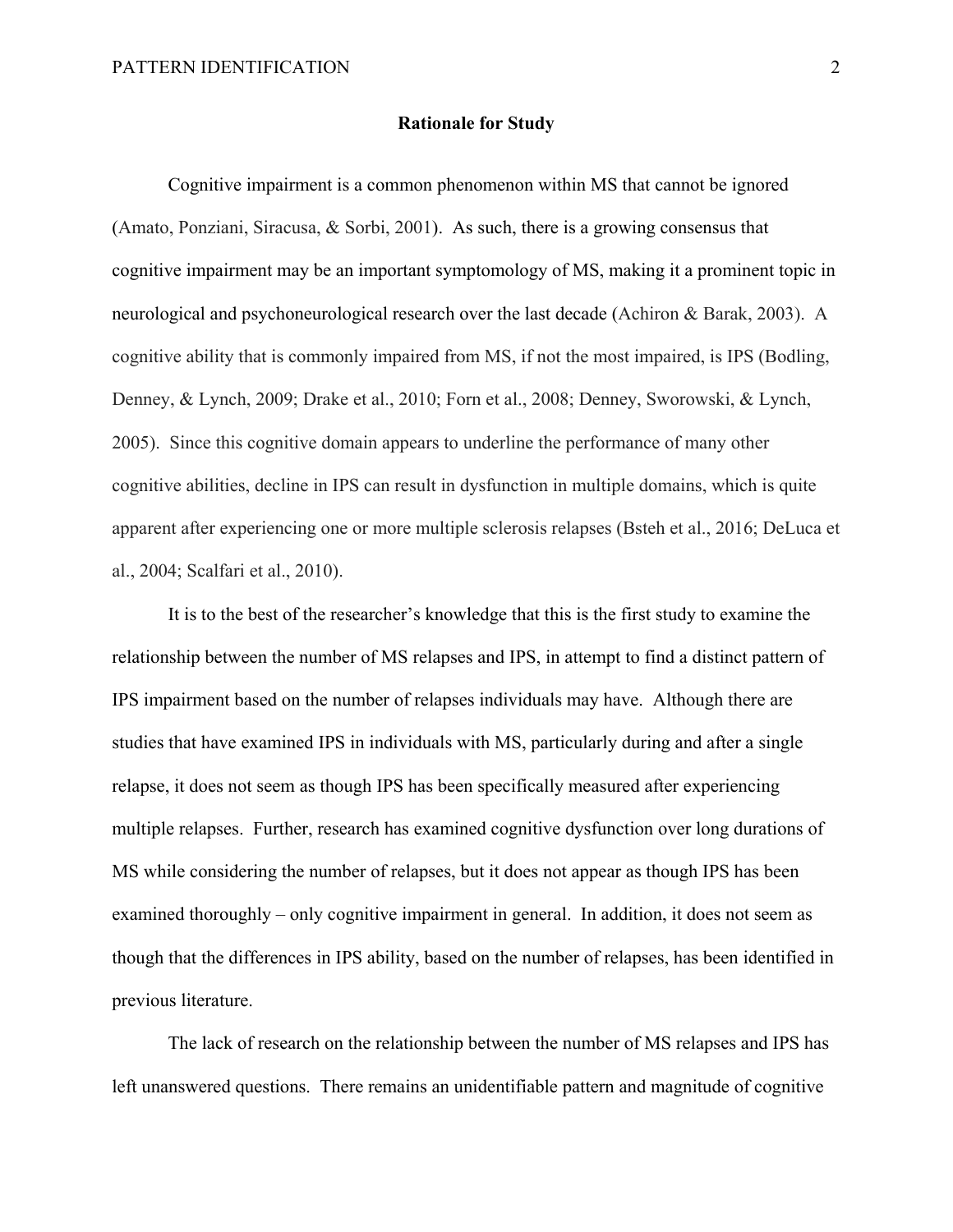## Rationale for Study

Cognitive impairment is a common phenomenon within MS that cannot be ignored (Amato, Ponziani, Siracusa, & Sorbi, 2001). As such, there is a growing consensus that cognitive impairment may be an important symptomology of MS, making it a prominent topic in neurological and psychoneurological research over the last decade (Achiron & Barak, 2003). A cognitive ability that is commonly impaired from MS, if not the most impaired, is IPS (Bodling, Denney, & Lynch, 2009; Drake et al., 2010; Forn et al., 2008; Denney, Sworowski, & Lynch, 2005). Since this cognitive domain appears to underline the performance of many other cognitive abilities, decline in IPS can result in dysfunction in multiple domains, which is quite apparent after experiencing one or more multiple sclerosis relapses (Bsteh et al., 2016; DeLuca et al., 2004; Scalfari et al., 2010).

It is to the best of the researcher's knowledge that this is the first study to examine the relationship between the number of MS relapses and IPS, in attempt to find a distinct pattern of IPS impairment based on the number of relapses individuals may have. Although there are studies that have examined IPS in individuals with MS, particularly during and after a single relapse, it does not seem as though IPS has been specifically measured after experiencing multiple relapses. Further, research has examined cognitive dysfunction over long durations of MS while considering the number of relapses, but it does not appear as though IPS has been examined thoroughly – only cognitive impairment in general. In addition, it does not seem as though that the differences in IPS ability, based on the number of relapses, has been identified in previous literature.

The lack of research on the relationship between the number of MS relapses and IPS has left unanswered questions. There remains an unidentifiable pattern and magnitude of cognitive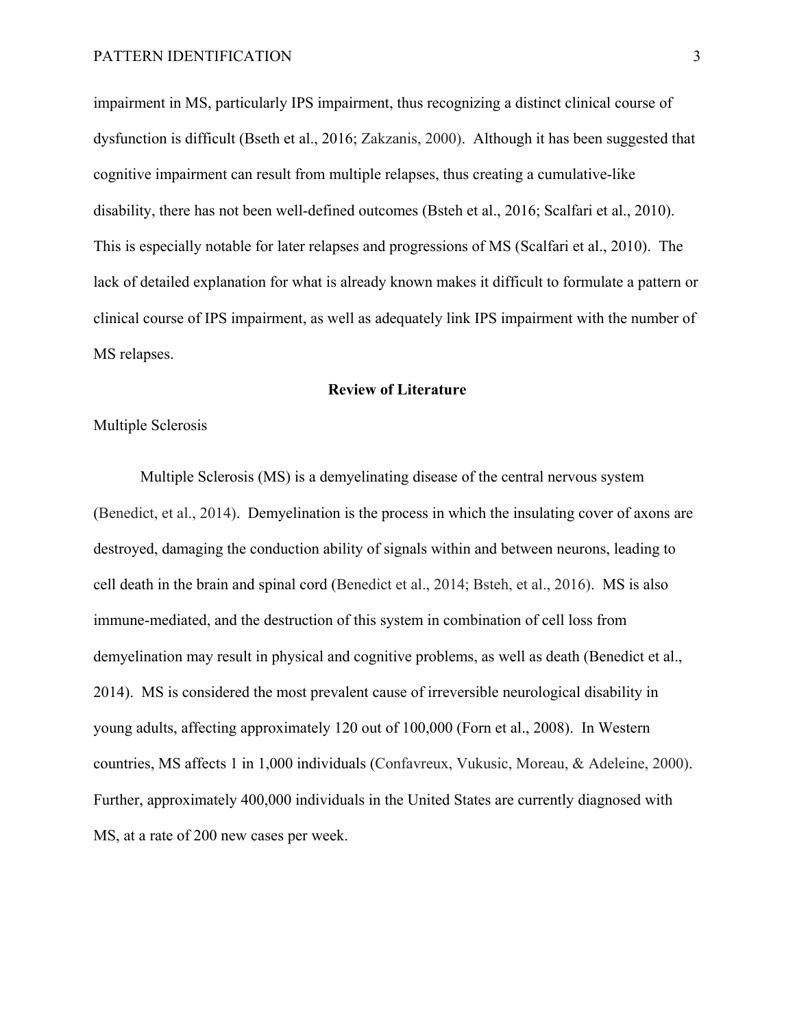impairment in MS, particularly IPS impairment, thus recognizing a distinct clinical course of dysfunction is difficult (Bseth et al., 2016; Zakzanis, 2000). Although it has been suggested that cognitive impairment can result from multiple relapses, thus creating a cumulative-like disability, there has not been well-defined outcomes (Bsteh et al., 2016; Scalfari et al., 2010). This is especially notable for later relapses and progressions of MS (Scalfari et al., 2010). The lack of detailed explanation for what is already known makes it difficult to formulate a pattern or clinical course of IPS impairment, as well as adequately link IPS impairment with the number of MS relapses.

## Review of Literature

### Multiple Sclerosis

Multiple Sclerosis (MS) is a demyelinating disease of the central nervous system (Benedict, et al., 2014). Demyelination is the process in which the insulating cover of axons are destroyed, damaging the conduction ability of signals within and between neurons, leading to cell death in the brain and spinal cord (Benedict et al., 2014; Bsteh, et al., 2016). MS is also immune-mediated, and the destruction of this system in combination of cell loss from demyelination may result in physical and cognitive problems, as well as death (Benedict et al., 2014). MS is considered the most prevalent cause of irreversible neurological disability in young adults, affecting approximately 120 out of 100,000 (Forn et al., 2008). In Western countries, MS affects 1 in 1,000 individuals (Confavreux, Vukusic, Moreau, & Adeleine, 2000). Further, approximately 400,000 individuals in the United States are currently diagnosed with MS, at a rate of 200 new cases per week.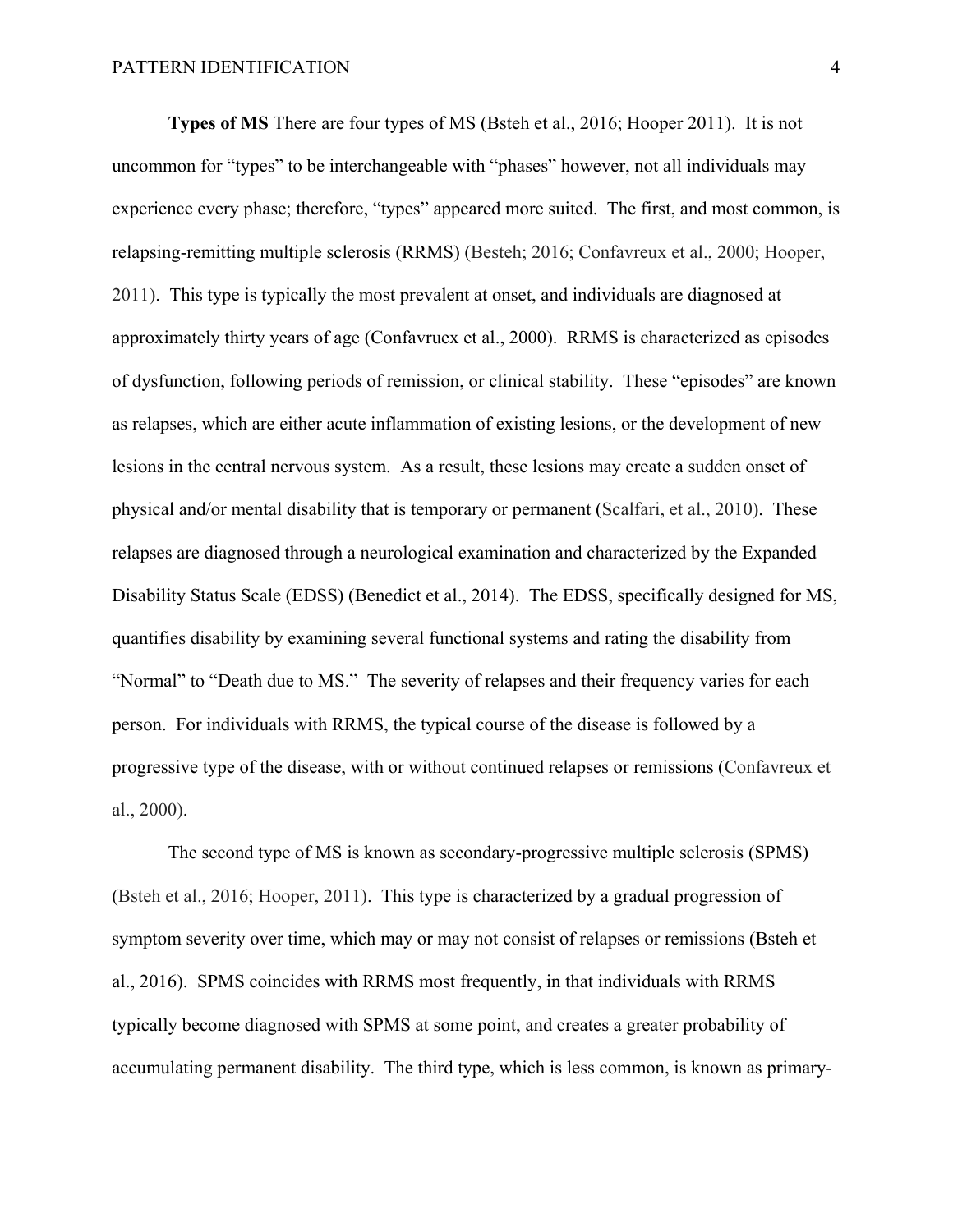**Types of MS** There are four types of MS (Bsteh et al., 2016; Hooper 2011). It is not uncommon for "types" to be interchangeable with "phases" however, not all individuals may experience every phase; therefore, "types" appeared more suited. The first, and most common, is relapsing-remitting multiple sclerosis (RRMS) (Besteh; 2016; Confavreux et al., 2000; Hooper, 2011). This type is typically the most prevalent at onset, and individuals are diagnosed at approximately thirty years of age (Confavruex et al., 2000). RRMS is characterized as episodes of dysfunction, following periods of remission, or clinical stability. These "episodes" are known as relapses, which are either acute inflammation of existing lesions, or the development of new lesions in the central nervous system. As a result, these lesions may create a sudden onset of physical and/or mental disability that is temporary or permanent (Scalfari, et al., 2010). These relapses are diagnosed through a neurological examination and characterized by the Expanded Disability Status Scale (EDSS) (Benedict et al., 2014). The EDSS, specifically designed for MS, quantifies disability by examining several functional systems and rating the disability from "Normal" to "Death due to MS." The severity of relapses and their frequency varies for each person. For individuals with RRMS, the typical course of the disease is followed by a progressive type of the disease, with or without continued relapses or remissions (Confavreux et al., 2000).

The second type of MS is known as secondary-progressive multiple sclerosis (SPMS) (Bsteh et al., 2016; Hooper, 2011). This type is characterized by a gradual progression of symptom severity over time, which may or may not consist of relapses or remissions (Bsteh et al., 2016). SPMS coincides with RRMS most frequently, in that individuals with RRMS typically become diagnosed with SPMS at some point, and creates a greater probability of accumulating permanent disability. The third type, which is less common, is known as primary-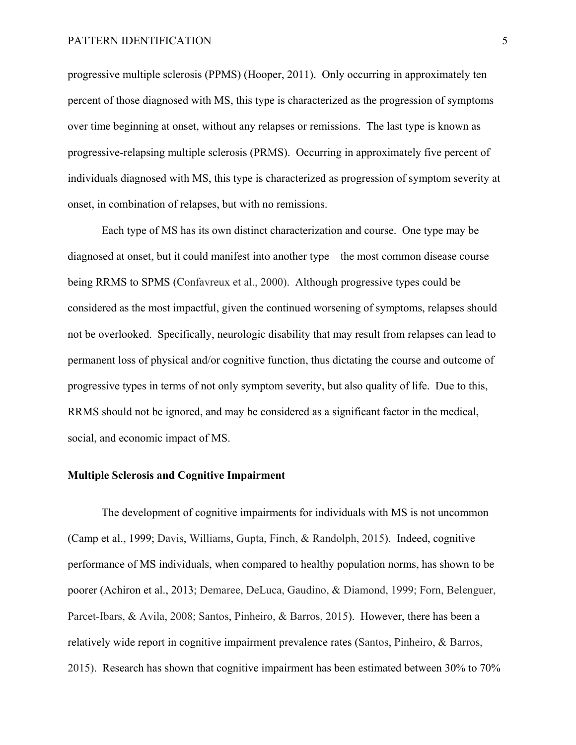progressive multiple sclerosis (PPMS) (Hooper, 2011). Only occurring in approximately ten percent of those diagnosed with MS, this type is characterized as the progression of symptoms over time beginning at onset, without any relapses or remissions. The last type is known as progressive-relapsing multiple sclerosis (PRMS). Occurring in approximately five percent of individuals diagnosed with MS, this type is characterized as progression of symptom severity at onset, in combination of relapses, but with no remissions.

Each type of MS has its own distinct characterization and course. One type may be diagnosed at onset, but it could manifest into another type – the most common disease course being RRMS to SPMS (Confavreux et al., 2000). Although progressive types could be considered as the most impactful, given the continued worsening of symptoms, relapses should not be overlooked. Specifically, neurologic disability that may result from relapses can lead to permanent loss of physical and/or cognitive function, thus dictating the course and outcome of progressive types in terms of not only symptom severity, but also quality of life. Due to this, RRMS should not be ignored, and may be considered as a significant factor in the medical, social, and economic impact of MS.

**Multiple Sclerosis and Cognitive Impairment**

The development of cognitive impairments for individuals with MS is not uncommon (Camp et al., 1999; Davis, Williams, Gupta, Finch, & Randolph, 2015). Indeed, cognitive performance of MS individuals, when compared to healthy population norms, has shown to be poorer (Achiron et al., 2013; Demaree, DeLuca, Gaudino, & Diamond, 1999; Forn, Belenguer, Parcet-Ibars, & Avila, 2008; Santos, Pinheiro, & Barros, 2015). However, there has been a relatively wide report in cognitive impairment prevalence rates (Santos, Pinheiro, & Barros, 2015). Research has shown that cognitive impairment has been estimated between 30% to 70%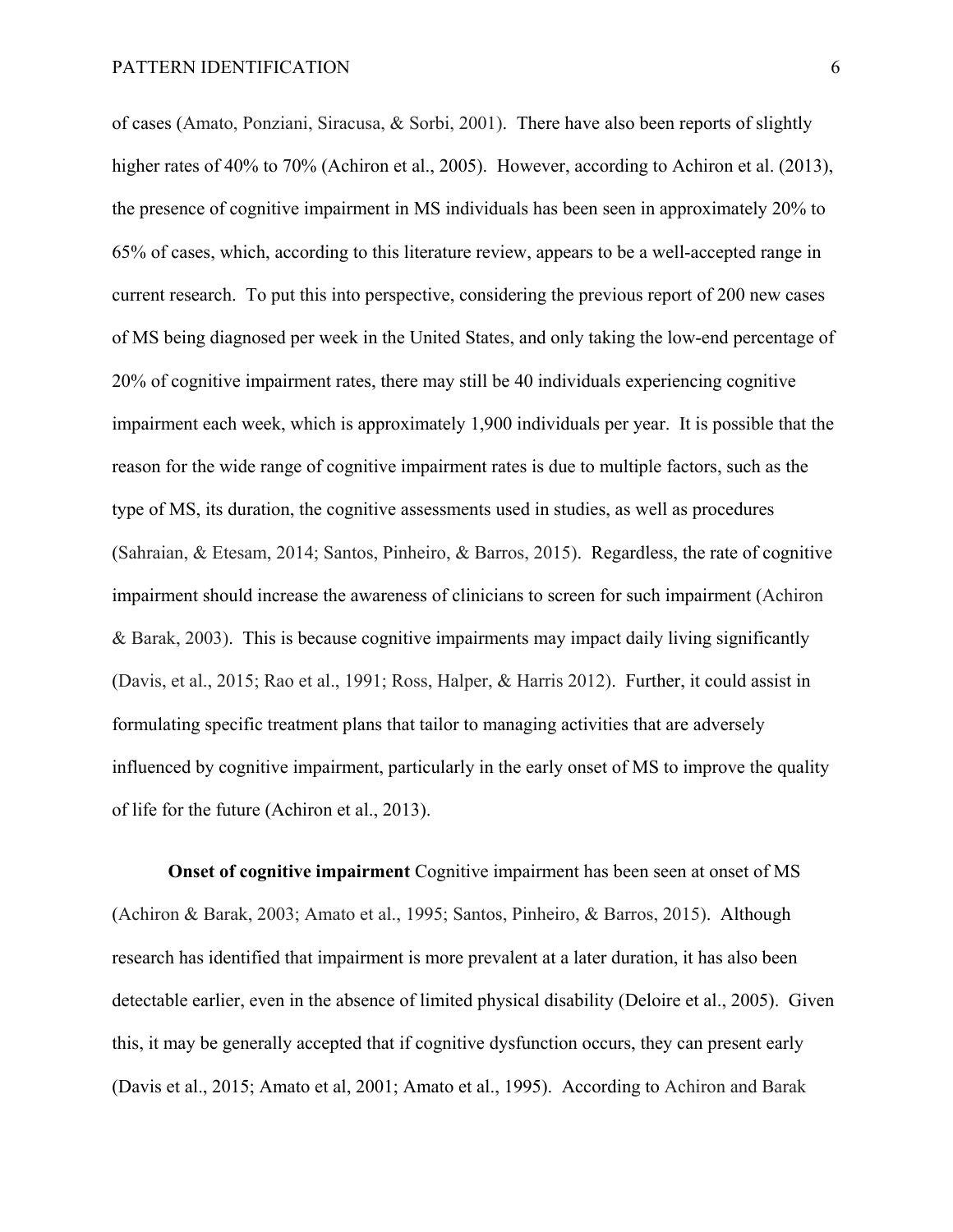of cases (Amato, Ponziani, Siracusa, & Sorbi, 2001). There have also been reports of slightly higher rates of 40% to 70% (Achiron et al., 2005). However, according to Achiron et al. (2013), the presence of cognitive impairment in MS individuals has been seen in approximately 20% to 65% of cases, which, according to this literature review, appears to be a well-accepted range in current research. To put this into perspective, considering the previous report of 200 new cases of MS being diagnosed per week in the United States, and only taking the low-end percentage of 20% of cognitive impairment rates, there may still be 40 individuals experiencing cognitive impairment each week, which is approximately 1,900 individuals per year. It is possible that the reason for the wide range of cognitive impairment rates is due to multiple factors, such as the type of MS, its duration, the cognitive assessments used in studies, as well as procedures (Sahraian, & Etesam, 2014; Santos, Pinheiro, & Barros, 2015). Regardless, the rate of cognitive impairment should increase the awareness of clinicians to screen for such impairment (Achiron & Barak, 2003). This is because cognitive impairments may impact daily living significantly (Davis, et al., 2015; Rao et al., 1991; Ross, Halper, & Harris 2012). Further, it could assist in formulating specific treatment plans that tailor to managing activities that are adversely influenced by cognitive impairment, particularly in the early onset of MS to improve the quality of life for the future (Achiron et al., 2013).

**Onset of cognitive impairment** Cognitive impairment has been seen at onset of MS (Achiron & Barak, 2003; Amato et al., 1995; Santos, Pinheiro, & Barros, 2015). Although research has identified that impairment is more prevalent at a later duration, it has also been detectable earlier, even in the absence of limited physical disability (Deloire et al., 2005). Given this, it may be generally accepted that if cognitive dysfunction occurs, they can present early (Davis et al., 2015; Amato et al, 2001; Amato et al., 1995). According to Achiron and Barak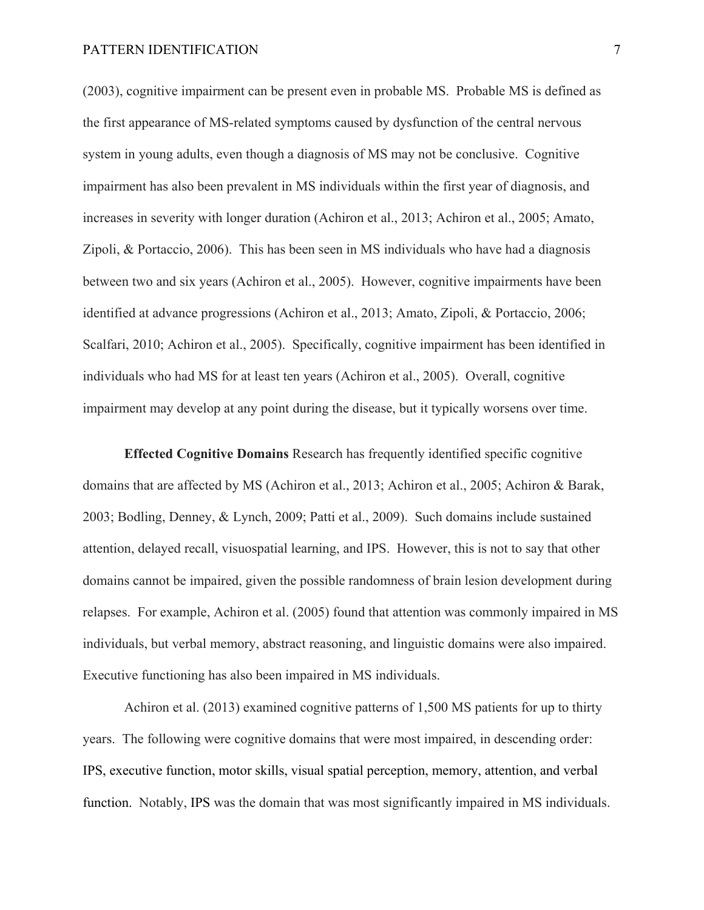(2003), cognitive impairment can be present even in probable MS. Probable MS is defined as the first appearance of MS-related symptoms caused by dysfunction of the central nervous system in young adults, even though a diagnosis of MS may not be conclusive. Cognitive impairment has also been prevalent in MS individuals within the first year of diagnosis, and increases in severity with longer duration (Achiron et al., 2013; Achiron et al., 2005; Amato, Zipoli, & Portaccio, 2006). This has been seen in MS individuals who have had a diagnosis between two and six years (Achiron et al., 2005). However, cognitive impairments have been identified at advance progressions (Achiron et al., 2013; Amato, Zipoli, & Portaccio, 2006; Scalfari, 2010; Achiron et al., 2005). Specifically, cognitive impairment has been identified in individuals who had MS for at least ten years (Achiron et al., 2005). Overall, cognitive impairment may develop at any point during the disease, but it typically worsens over time.

**Effected Cognitive Domains** Research has frequently identified specific cognitive domains that are affected by MS (Achiron et al., 2013; Achiron et al., 2005; Achiron & Barak, 2003; Bodling, Denney, & Lynch, 2009; Patti et al., 2009). Such domains include sustained attention, delayed recall, visuospatial learning, and IPS. However, this is not to say that other domains cannot be impaired, given the possible randomness of brain lesion development during relapses. For example, Achiron et al. (2005) found that attention was commonly impaired in MS individuals, but verbal memory, abstract reasoning, and linguistic domains were also impaired. Executive functioning has also been impaired in MS individuals.

Achiron et al. (2013) examined cognitive patterns of 1,500 MS patients for up to thirty years. The following were cognitive domains that were most impaired, in descending order: IPS, executive function, motor skills, visual spatial perception, memory, attention, and verbal function. Notably, IPS was the domain that was most significantly impaired in MS individuals.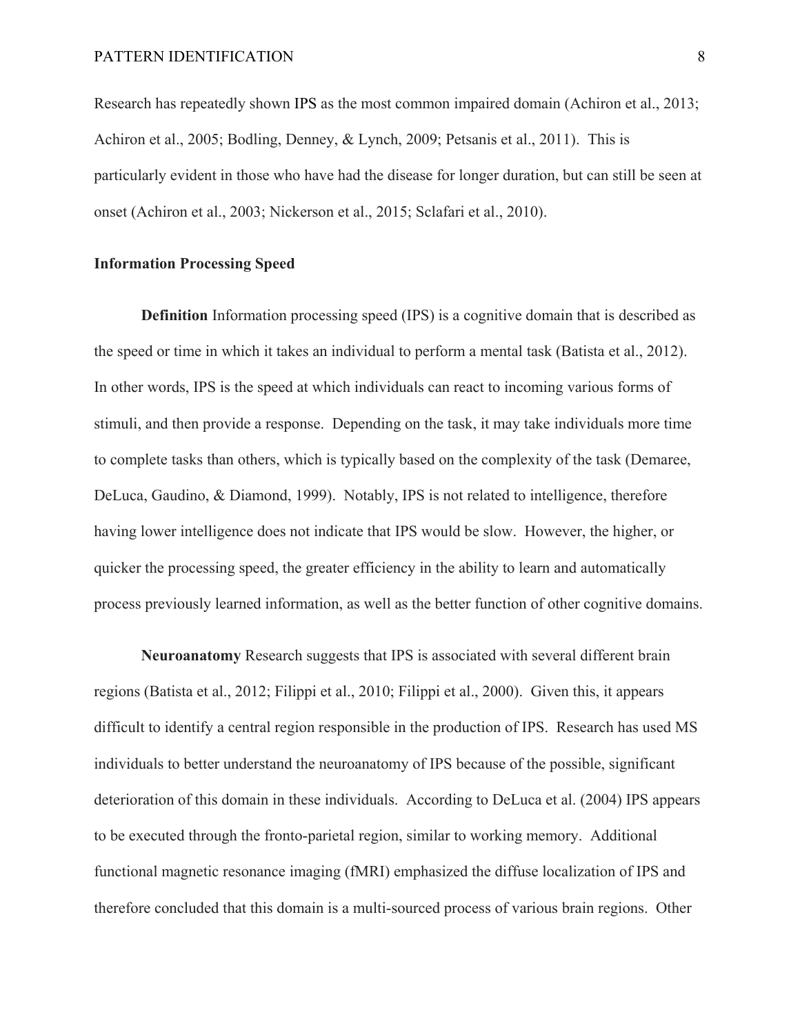Research has repeatedly shown IPS as the most common impaired domain (Achiron et al., 2013; Achiron et al., 2005; Bodling, Denney, & Lynch, 2009; Petsanis et al., 2011). This is particularly evident in those who have had the disease for longer duration, but can still be seen at onset (Achiron et al., 2003; Nickerson et al., 2015; Sclafari et al., 2010).

## Information Processing Speed

**Definition** Information processing speed (IPS) is a cognitive domain that is described as the speed or time in which it takes an individual to perform a mental task (Batista et al., 2012). In other words, IPS is the speed at which individuals can react to incoming various forms of stimuli, and then provide a response. Depending on the task, it may take individuals more time to complete tasks than others, which is typically based on the complexity of the task (Demaree, DeLuca, Gaudino, & Diamond, 1999). Notably, IPS is not related to intelligence, therefore having lower intelligence does not indicate that IPS would be slow. However, the higher, or quicker the processing speed, the greater efficiency in the ability to learn and automatically process previously learned information, as well as the better function of other cognitive domains.

**Neuroanatomy** Research suggests that IPS is associated with several different brain regions (Batista et al., 2012; Filippi et al., 2010; Filippi et al., 2000). Given this, it appears difficult to identify a central region responsible in the production of IPS. Research has used MS individuals to better understand the neuroanatomy of IPS because of the possible, significant deterioration of this domain in these individuals. According to DeLuca et al. (2004) IPS appears to be executed through the fronto-parietal region, similar to working memory. Additional functional magnetic resonance imaging (fMRI) emphasized the diffuse localization of IPS and therefore concluded that this domain is a multi-sourced process of various brain regions. Other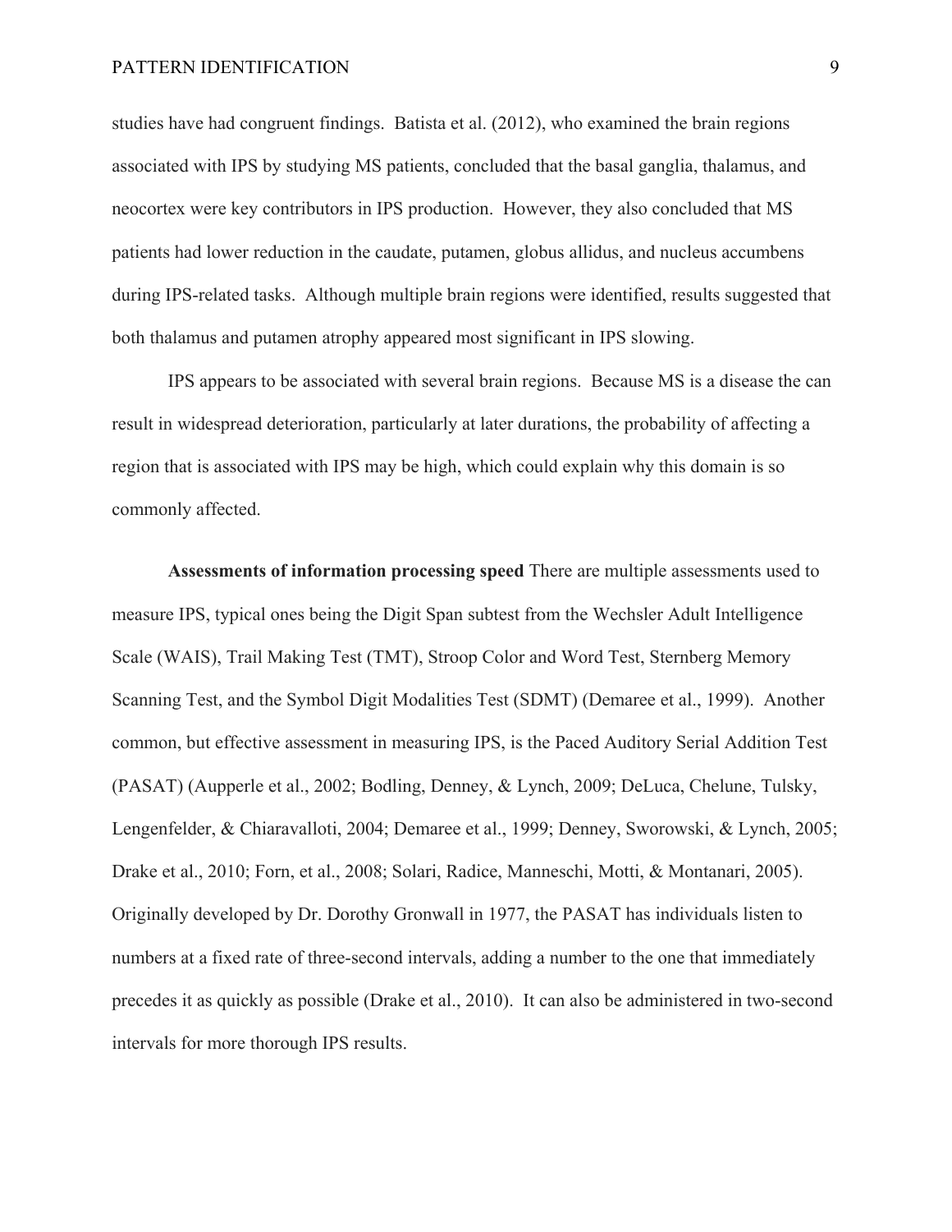studies have had congruent findings. Batista et al. (2012), who examined the brain regions associated with IPS by studying MS patients, concluded that the basal ganglia, thalamus, and neocortex were key contributors in IPS production. However, they also concluded that MS patients had lower reduction in the caudate, putamen, globus allidus, and nucleus accumbens during IPS-related tasks. Although multiple brain regions were identified, results suggested that both thalamus and putamen atrophy appeared most significant in IPS slowing.

IPS appears to be associated with several brain regions. Because MS is a disease the can result in widespread deterioration, particularly at later durations, the probability of affecting a region that is associated with IPS may be high, which could explain why this domain is so commonly affected.

**Assessments of information processing speed** There are multiple assessments used to measure IPS, typical ones being the Digit Span subtest from the Wechsler Adult Intelligence Scale (WAIS), Trail Making Test (TMT), Stroop Color and Word Test, Sternberg Memory Scanning Test, and the Symbol Digit Modalities Test (SDMT) (Demaree et al., 1999). Another common, but effective assessment in measuring IPS, is the Paced Auditory Serial Addition Test (PASAT) (Aupperle et al., 2002; Bodling, Denney, & Lynch, 2009; DeLuca, Chelune, Tulsky, Lengenfelder, & Chiaravalloti, 2004; Demaree et al., 1999; Denney, Sworowski, & Lynch, 2005; Drake et al., 2010; Forn, et al., 2008; Solari, Radice, Manneschi, Motti, & Montanari, 2005). Originally developed by Dr. Dorothy Gronwall in 1977, the PASAT has individuals listen to numbers at a fixed rate of three-second intervals, adding a number to the one that immediately precedes it as quickly as possible (Drake et al., 2010). It can also be administered in two-second intervals for more thorough IPS results.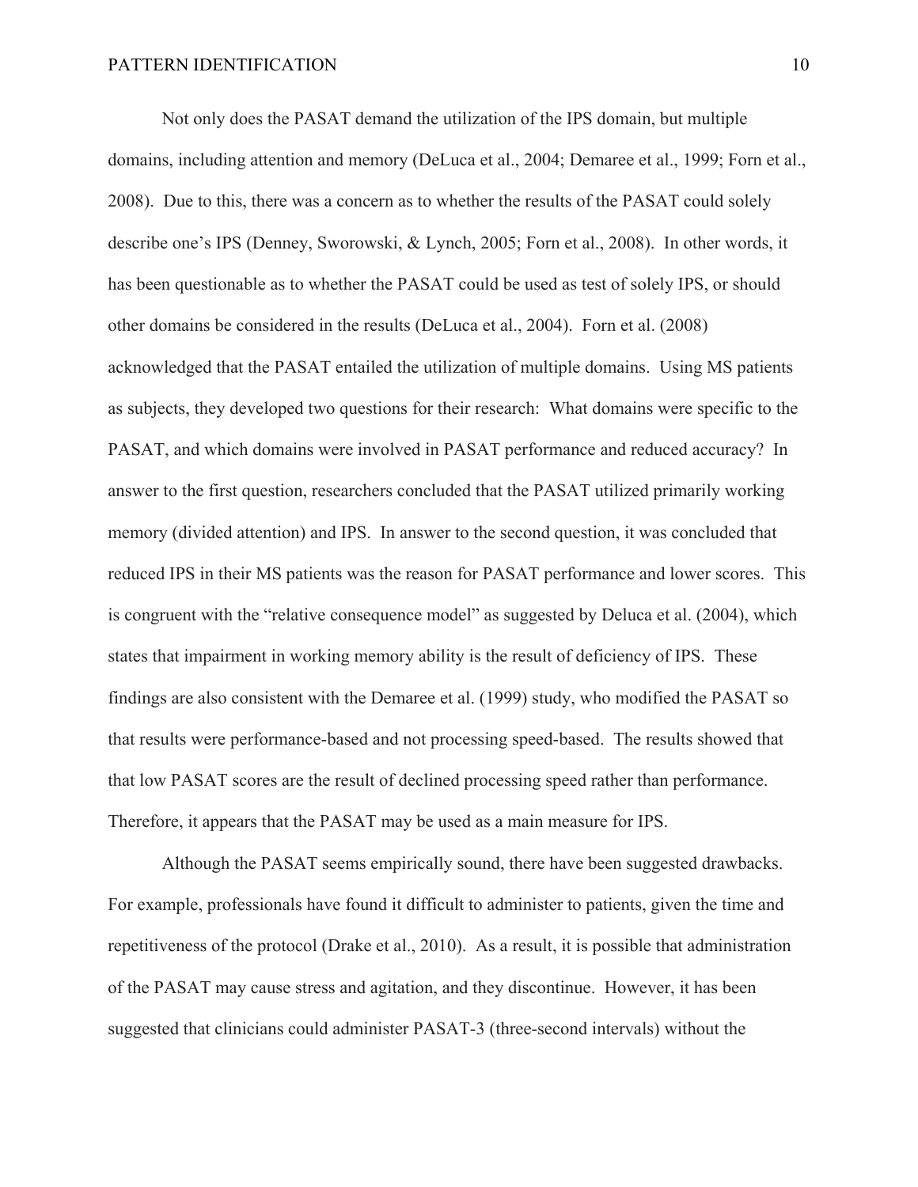Not only does the PASAT demand the utilization of the IPS domain, but multiple domains, including attention and memory (DeLuca et al., 2004; Demaree et al., 1999; Forn et al., 2008). Due to this, there was a concern as to whether the results of the PASAT could solely describe one's IPS (Denney, Sworowski, & Lynch, 2005; Forn et al., 2008). In other words, it has been questionable as to whether the PASAT could be used as test of solely IPS, or should other domains be considered in the results (DeLuca et al., 2004). Forn et al. (2008) acknowledged that the PASAT entailed the utilization of multiple domains. Using MS patients as subjects, they developed two questions for their research: What domains were specific to the PASAT, and which domains were involved in PASAT performance and reduced accuracy? In answer to the first question, researchers concluded that the PASAT utilized primarily working memory (divided attention) and IPS. In answer to the second question, it was concluded that reduced IPS in their MS patients was the reason for PASAT performance and lower scores. This is congruent with the "relative consequence model" as suggested by Deluca et al. (2004), which states that impairment in working memory ability is the result of deficiency of IPS. These findings are also consistent with the Demaree et al. (1999) study, who modified the PASAT so that results were performance-based and not processing speed-based. The results showed that that low PASAT scores are the result of declined processing speed rather than performance. Therefore, it appears that the PASAT may be used as a main measure for IPS.

Although the PASAT seems empirically sound, there have been suggested drawbacks. For example, professionals have found it difficult to administer to patients, given the time and repetitiveness of the protocol (Drake et al., 2010). As a result, it is possible that administration of the PASAT may cause stress and agitation, and they discontinue. However, it has been suggested that clinicians could administer PASAT-3 (three-second intervals) without the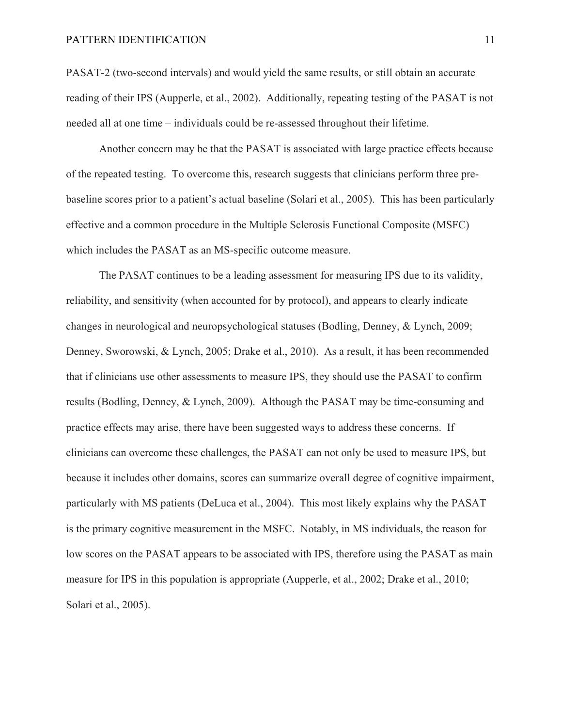PASAT-2 (two-second intervals) and would yield the same results, or still obtain an accurate reading of their IPS (Aupperle, et al., 2002). Additionally, repeating testing of the PASAT is not needed all at one time – individuals could be re-assessed throughout their lifetime.

Another concern may be that the PASAT is associated with large practice effects because of the repeated testing. To overcome this, research suggests that clinicians perform three pre-baseline scores prior to a patient's actual baseline (Solari et al., 2005). This has been particularly effective and a common procedure in the Multiple Sclerosis Functional Composite (MSFC) which includes the PASAT as an MS-specific outcome measure.

The PASAT continues to be a leading assessment for measuring IPS due to its validity, reliability, and sensitivity (when accounted for by protocol), and appears to clearly indicate changes in neurological and neuropsychological statuses (Bodling, Denney, & Lynch, 2009; Denney, Sworowski, & Lynch, 2005; Drake et al., 2010). As a result, it has been recommended that if clinicians use other assessments to measure IPS, they should use the PASAT to confirm results (Bodling, Denney, & Lynch, 2009). Although the PASAT may be time-consuming and practice effects may arise, there have been suggested ways to address these concerns. If clinicians can overcome these challenges, the PASAT can not only be used to measure IPS, but because it includes other domains, scores can summarize overall degree of cognitive impairment, particularly with MS patients (DeLuca et al., 2004). This most likely explains why the PASAT is the primary cognitive measurement in the MSFC. Notably, in MS individuals, the reason for low scores on the PASAT appears to be associated with IPS, therefore using the PASAT as main measure for IPS in this population is appropriate (Aupperle, et al., 2002; Drake et al., 2010; Solari et al., 2005).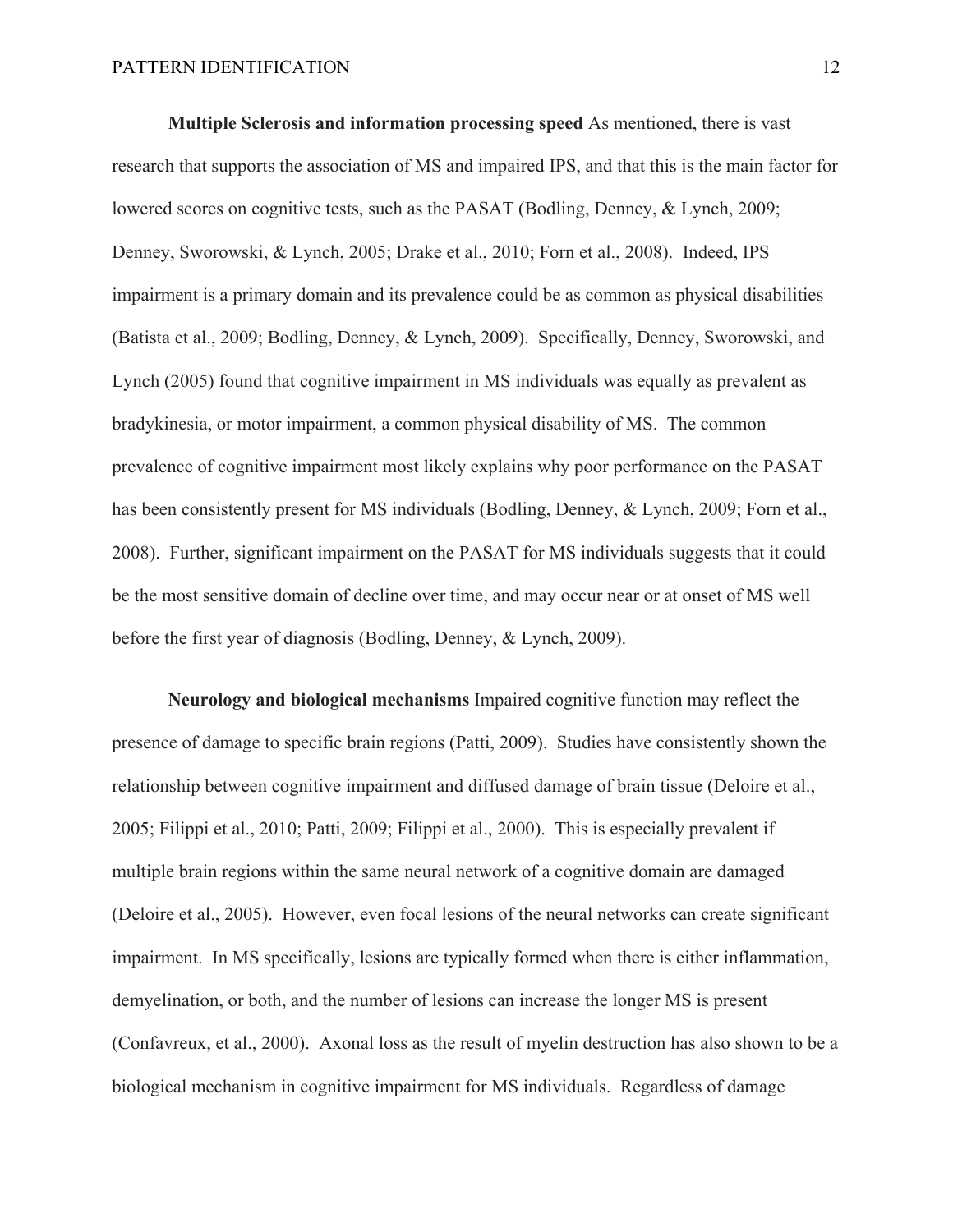**Multiple Sclerosis and information processing speed** As mentioned, there is vast research that supports the association of MS and impaired IPS, and that this is the main factor for lowered scores on cognitive tests, such as the PASAT (Bodling, Denney, & Lynch, 2009; Denney, Sworowski, & Lynch, 2005; Drake et al., 2010; Forn et al., 2008). Indeed, IPS impairment is a primary domain and its prevalence could be as common as physical disabilities (Batista et al., 2009; Bodling, Denney, & Lynch, 2009). Specifically, Denney, Sworowski, and Lynch (2005) found that cognitive impairment in MS individuals was equally as prevalent as bradykinesia, or motor impairment, a common physical disability of MS. The common prevalence of cognitive impairment most likely explains why poor performance on the PASAT has been consistently present for MS individuals (Bodling, Denney, & Lynch, 2009; Forn et al., 2008). Further, significant impairment on the PASAT for MS individuals suggests that it could be the most sensitive domain of decline over time, and may occur near or at onset of MS well before the first year of diagnosis (Bodling, Denney, & Lynch, 2009).

**Neurology and biological mechanisms** Impaired cognitive function may reflect the presence of damage to specific brain regions (Patti, 2009). Studies have consistently shown the relationship between cognitive impairment and diffused damage of brain tissue (Deloire et al., 2005; Filippi et al., 2010; Patti, 2009; Filippi et al., 2000). This is especially prevalent if multiple brain regions within the same neural network of a cognitive domain are damaged (Deloire et al., 2005). However, even focal lesions of the neural networks can create significant impairment. In MS specifically, lesions are typically formed when there is either inflammation, demyelination, or both, and the number of lesions can increase the longer MS is present (Confavreux, et al., 2000). Axonal loss as the result of myelin destruction has also shown to be a biological mechanism in cognitive impairment for MS individuals. Regardless of damage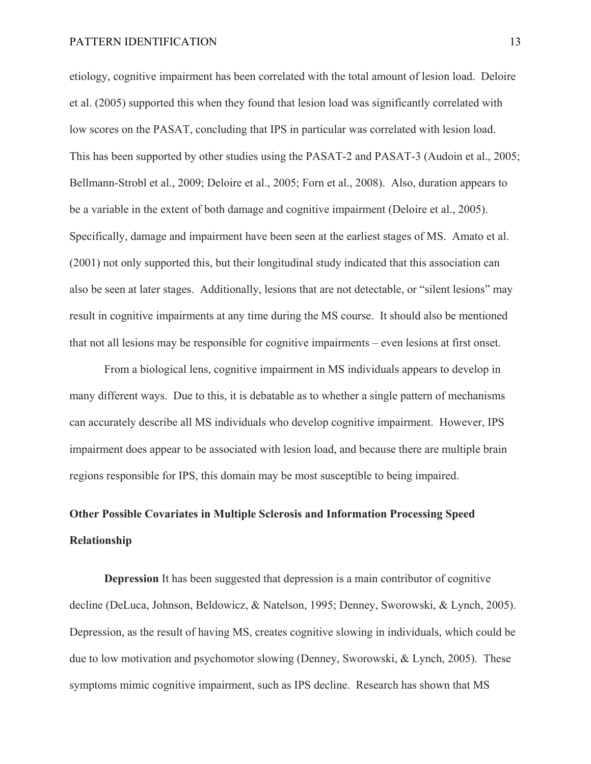etiology, cognitive impairment has been correlated with the total amount of lesion load. Deloire et al. (2005) supported this when they found that lesion load was significantly correlated with low scores on the PASAT, concluding that IPS in particular was correlated with lesion load. This has been supported by other studies using the PASAT-2 and PASAT-3 (Audoin et al., 2005; Bellmann-Strobl et al., 2009; Deloire et al., 2005; Forn et al., 2008). Also, duration appears to be a variable in the extent of both damage and cognitive impairment (Deloire et al., 2005). Specifically, damage and impairment have been seen at the earliest stages of MS. Amato et al. (2001) not only supported this, but their longitudinal study indicated that this association can also be seen at later stages. Additionally, lesions that are not detectable, or "silent lesions" may result in cognitive impairments at any time during the MS course. It should also be mentioned that not all lesions may be responsible for cognitive impairments – even lesions at first onset.

From a biological lens, cognitive impairment in MS individuals appears to develop in many different ways. Due to this, it is debatable as to whether a single pattern of mechanisms can accurately describe all MS individuals who develop cognitive impairment. However, IPS impairment does appear to be associated with lesion load, and because there are multiple brain regions responsible for IPS, this domain may be most susceptible to being impaired.

## Other Possible Covariates in Multiple Sclerosis and Information Processing Speed Relationship

**Depression** It has been suggested that depression is a main contributor of cognitive decline (DeLuca, Johnson, Beldowicz, & Natelson, 1995; Denney, Sworowski, & Lynch, 2005). Depression, as the result of having MS, creates cognitive slowing in individuals, which could be due to low motivation and psychomotor slowing (Denney, Sworowski, & Lynch, 2005). These symptoms mimic cognitive impairment, such as IPS decline. Research has shown that MS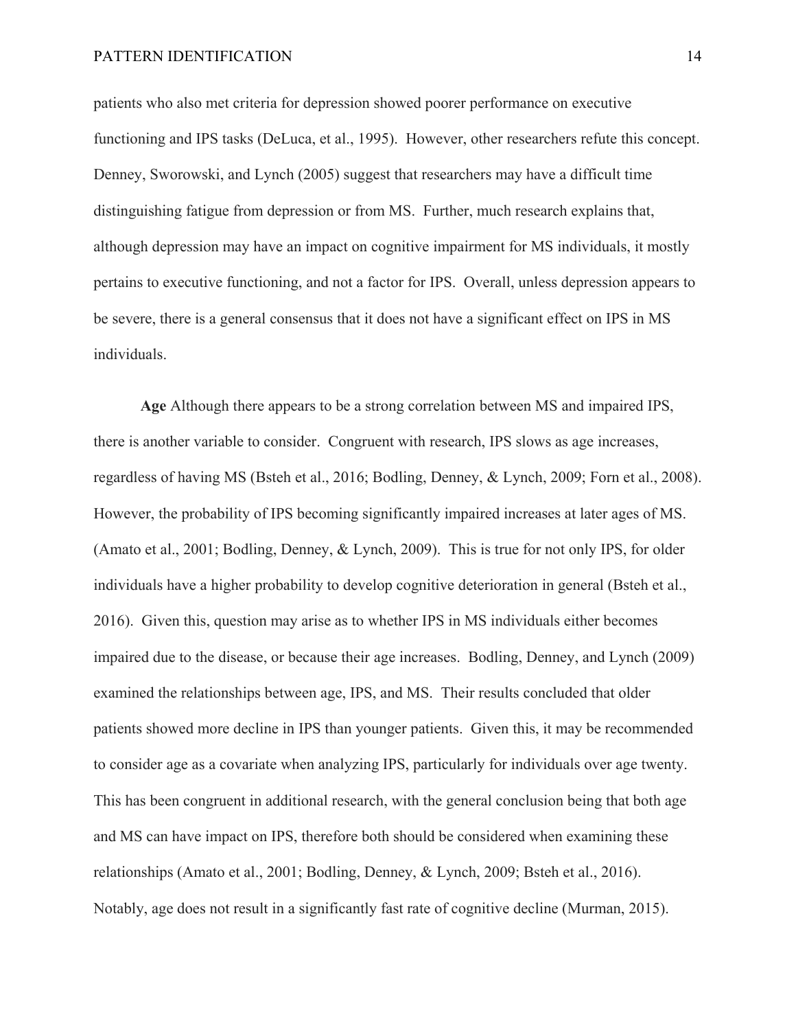patients who also met criteria for depression showed poorer performance on executive functioning and IPS tasks (DeLuca, et al., 1995). However, other researchers refute this concept. Denney, Sworowski, and Lynch (2005) suggest that researchers may have a difficult time distinguishing fatigue from depression or from MS. Further, much research explains that, although depression may have an impact on cognitive impairment for MS individuals, it mostly pertains to executive functioning, and not a factor for IPS. Overall, unless depression appears to be severe, there is a general consensus that it does not have a significant effect on IPS in MS individuals.

**Age** Although there appears to be a strong correlation between MS and impaired IPS, there is another variable to consider. Congruent with research, IPS slows as age increases, regardless of having MS (Bsteh et al., 2016; Bodling, Denney, & Lynch, 2009; Forn et al., 2008). However, the probability of IPS becoming significantly impaired increases at later ages of MS. (Amato et al., 2001; Bodling, Denney, & Lynch, 2009). This is true for not only IPS, for older individuals have a higher probability to develop cognitive deterioration in general (Bsteh et al., 2016). Given this, question may arise as to whether IPS in MS individuals either becomes impaired due to the disease, or because their age increases. Bodling, Denney, and Lynch (2009) examined the relationships between age, IPS, and MS. Their results concluded that older patients showed more decline in IPS than younger patients. Given this, it may be recommended to consider age as a covariate when analyzing IPS, particularly for individuals over age twenty. This has been congruent in additional research, with the general conclusion being that both age and MS can have impact on IPS, therefore both should be considered when examining these relationships (Amato et al., 2001; Bodling, Denney, & Lynch, 2009; Bsteh et al., 2016). Notably, age does not result in a significantly fast rate of cognitive decline (Murman, 2015).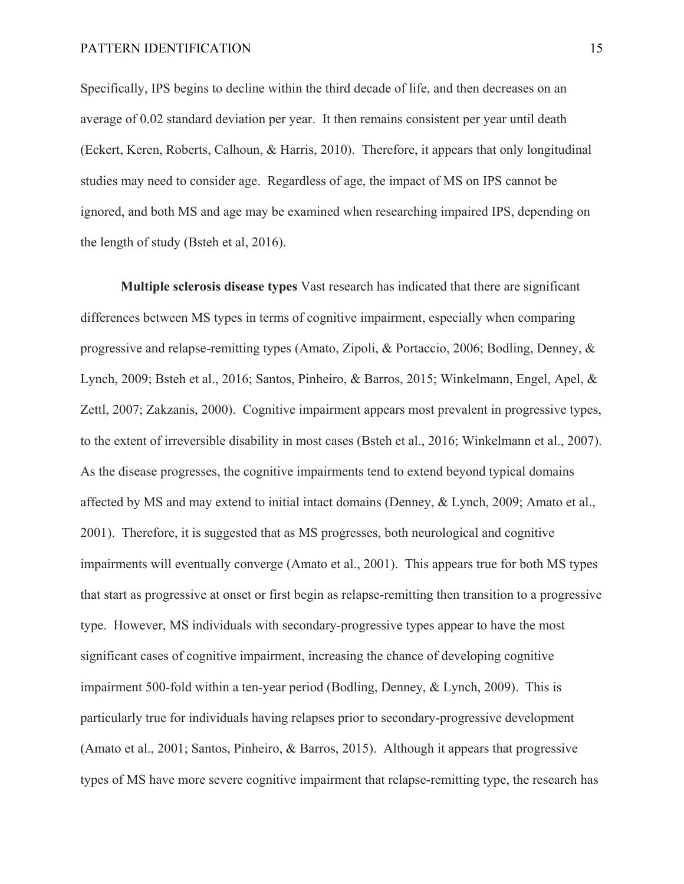Specifically, IPS begins to decline within the third decade of life, and then decreases on an average of 0.02 standard deviation per year. It then remains consistent per year until death (Eckert, Keren, Roberts, Calhoun, & Harris, 2010). Therefore, it appears that only longitudinal studies may need to consider age. Regardless of age, the impact of MS on IPS cannot be ignored, and both MS and age may be examined when researching impaired IPS, depending on the length of study (Bsteh et al, 2016).

**Multiple sclerosis disease types** Vast research has indicated that there are significant differences between MS types in terms of cognitive impairment, especially when comparing progressive and relapse-remitting types (Amato, Zipoli, & Portaccio, 2006; Bodling, Denney, & Lynch, 2009; Bsteh et al., 2016; Santos, Pinheiro, & Barros, 2015; Winkelmann, Engel, Apel, & Zettl, 2007; Zakzanis, 2000). Cognitive impairment appears most prevalent in progressive types, to the extent of irreversible disability in most cases (Bsteh et al., 2016; Winkelmann et al., 2007). As the disease progresses, the cognitive impairments tend to extend beyond typical domains affected by MS and may extend to initial intact domains (Denney, & Lynch, 2009; Amato et al., 2001). Therefore, it is suggested that as MS progresses, both neurological and cognitive impairments will eventually converge (Amato et al., 2001). This appears true for both MS types that start as progressive at onset or first begin as relapse-remitting then transition to a progressive type. However, MS individuals with secondary-progressive types appear to have the most significant cases of cognitive impairment, increasing the chance of developing cognitive impairment 500-fold within a ten-year period (Bodling, Denney, & Lynch, 2009). This is particularly true for individuals having relapses prior to secondary-progressive development (Amato et al., 2001; Santos, Pinheiro, & Barros, 2015). Although it appears that progressive types of MS have more severe cognitive impairment that relapse-remitting type, the research has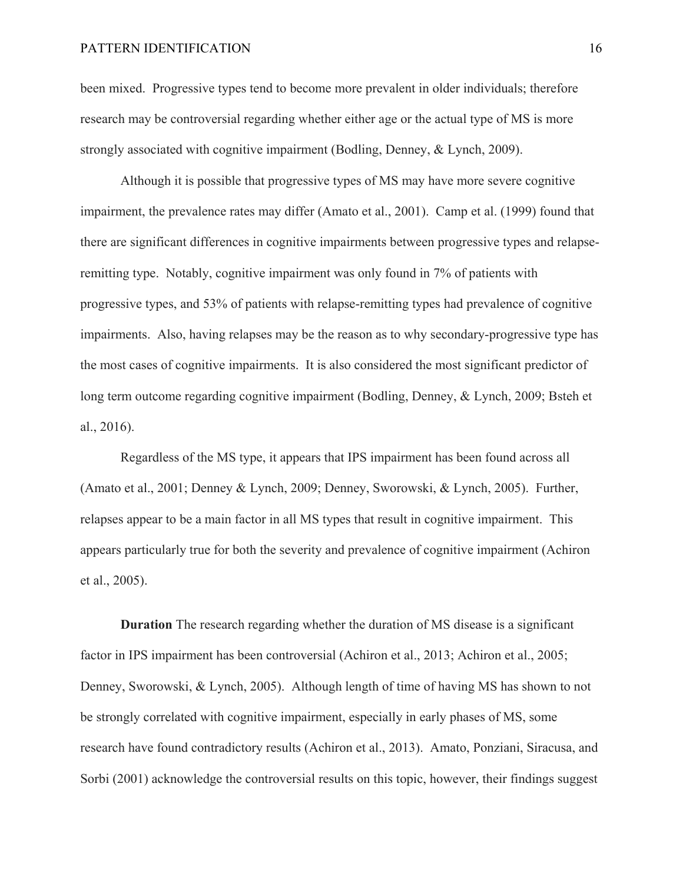been mixed. Progressive types tend to become more prevalent in older individuals; therefore research may be controversial regarding whether either age or the actual type of MS is more strongly associated with cognitive impairment (Bodling, Denney, & Lynch, 2009).

Although it is possible that progressive types of MS may have more severe cognitive impairment, the prevalence rates may differ (Amato et al., 2001). Camp et al. (1999) found that there are significant differences in cognitive impairments between progressive types and relapse-remitting type. Notably, cognitive impairment was only found in 7% of patients with progressive types, and 53% of patients with relapse-remitting types had prevalence of cognitive impairments. Also, having relapses may be the reason as to why secondary-progressive type has the most cases of cognitive impairments. It is also considered the most significant predictor of long term outcome regarding cognitive impairment (Bodling, Denney, & Lynch, 2009; Bsteh et al., 2016).

Regardless of the MS type, it appears that IPS impairment has been found across all (Amato et al., 2001; Denney & Lynch, 2009; Denney, Sworowski, & Lynch, 2005). Further, relapses appear to be a main factor in all MS types that result in cognitive impairment. This appears particularly true for both the severity and prevalence of cognitive impairment (Achiron et al., 2005).

**Duration** The research regarding whether the duration of MS disease is a significant factor in IPS impairment has been controversial (Achiron et al., 2013; Achiron et al., 2005; Denney, Sworowski, & Lynch, 2005). Although length of time of having MS has shown to not be strongly correlated with cognitive impairment, especially in early phases of MS, some research have found contradictory results (Achiron et al., 2013). Amato, Ponziani, Siracusa, and Sorbi (2001) acknowledge the controversial results on this topic, however, their findings suggest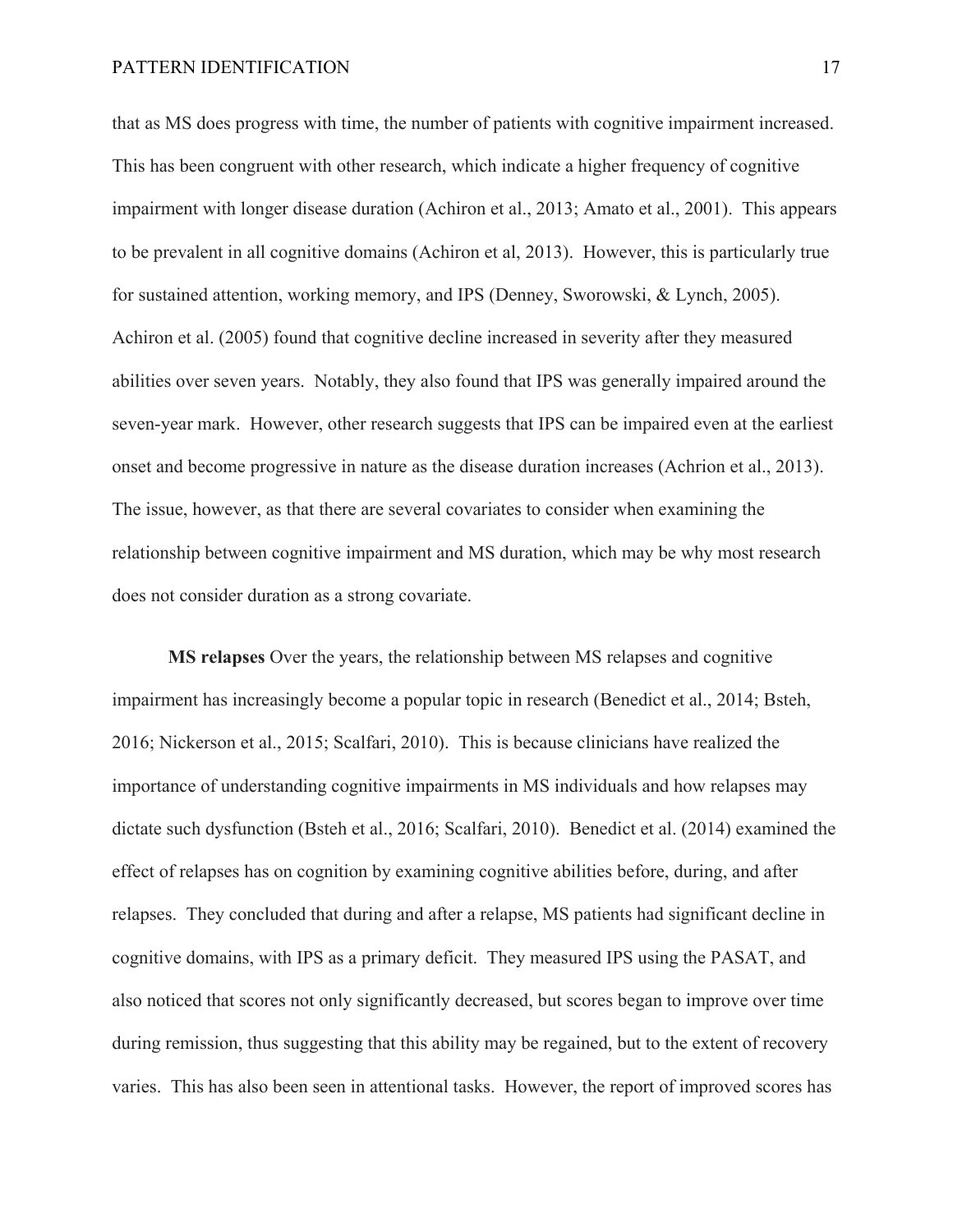that as MS does progress with time, the number of patients with cognitive impairment increased. This has been congruent with other research, which indicate a higher frequency of cognitive impairment with longer disease duration (Achiron et al., 2013; Amato et al., 2001). This appears to be prevalent in all cognitive domains (Achiron et al, 2013). However, this is particularly true for sustained attention, working memory, and IPS (Denney, Sworowski, & Lynch, 2005). Achiron et al. (2005) found that cognitive decline increased in severity after they measured abilities over seven years. Notably, they also found that IPS was generally impaired around the seven-year mark. However, other research suggests that IPS can be impaired even at the earliest onset and become progressive in nature as the disease duration increases (Achrion et al., 2013). The issue, however, as that there are several covariates to consider when examining the relationship between cognitive impairment and MS duration, which may be why most research does not consider duration as a strong covariate.

**MS relapses** Over the years, the relationship between MS relapses and cognitive impairment has increasingly become a popular topic in research (Benedict et al., 2014; Bsteh, 2016; Nickerson et al., 2015; Scalfari, 2010). This is because clinicians have realized the importance of understanding cognitive impairments in MS individuals and how relapses may dictate such dysfunction (Bsteh et al., 2016; Scalfari, 2010). Benedict et al. (2014) examined the effect of relapses has on cognition by examining cognitive abilities before, during, and after relapses. They concluded that during and after a relapse, MS patients had significant decline in cognitive domains, with IPS as a primary deficit. They measured IPS using the PASAT, and also noticed that scores not only significantly decreased, but scores began to improve over time during remission, thus suggesting that this ability may be regained, but to the extent of recovery varies. This has also been seen in attentional tasks. However, the report of improved scores has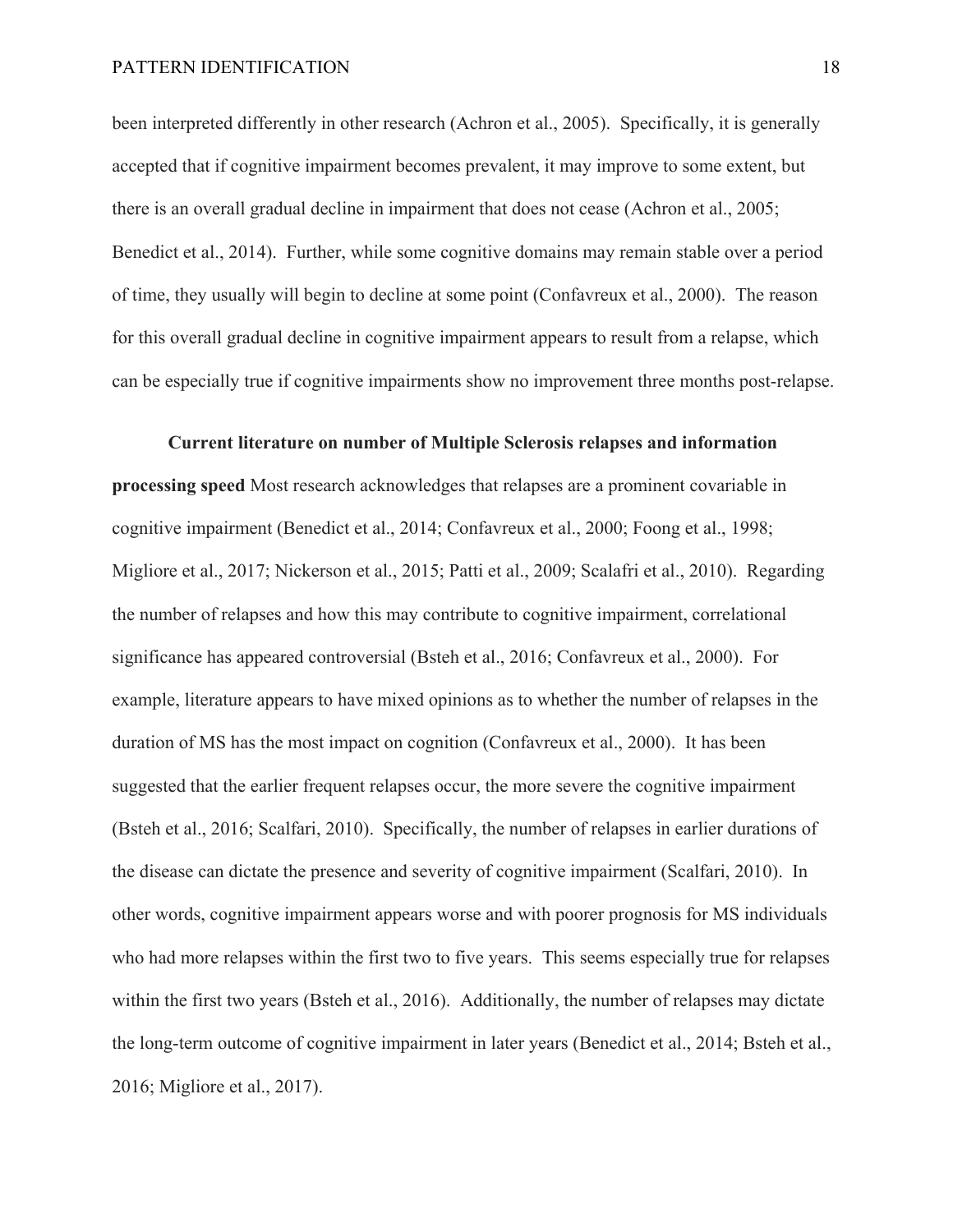been interpreted differently in other research (Achron et al., 2005). Specifically, it is generally accepted that if cognitive impairment becomes prevalent, it may improve to some extent, but there is an overall gradual decline in impairment that does not cease (Achron et al., 2005; Benedict et al., 2014). Further, while some cognitive domains may remain stable over a period of time, they usually will begin to decline at some point (Confavreux et al., 2000). The reason for this overall gradual decline in cognitive impairment appears to result from a relapse, which can be especially true if cognitive impairments show no improvement three months post-relapse.

**Current literature on number of Multiple Sclerosis relapses and information processing speed** Most research acknowledges that relapses are a prominent covariable in cognitive impairment (Benedict et al., 2014; Confavreux et al., 2000; Foong et al., 1998; Migliore et al., 2017; Nickerson et al., 2015; Patti et al., 2009; Scalafri et al., 2010). Regarding the number of relapses and how this may contribute to cognitive impairment, correlational significance has appeared controversial (Bsteh et al., 2016; Confavreux et al., 2000). For example, literature appears to have mixed opinions as to whether the number of relapses in the duration of MS has the most impact on cognition (Confavreux et al., 2000). It has been suggested that the earlier frequent relapses occur, the more severe the cognitive impairment (Bsteh et al., 2016; Scalfari, 2010). Specifically, the number of relapses in earlier durations of the disease can dictate the presence and severity of cognitive impairment (Scalfari, 2010). In other words, cognitive impairment appears worse and with poorer prognosis for MS individuals who had more relapses within the first two to five years. This seems especially true for relapses within the first two years (Bsteh et al., 2016). Additionally, the number of relapses may dictate the long-term outcome of cognitive impairment in later years (Benedict et al., 2014; Bsteh et al., 2016; Migliore et al., 2017).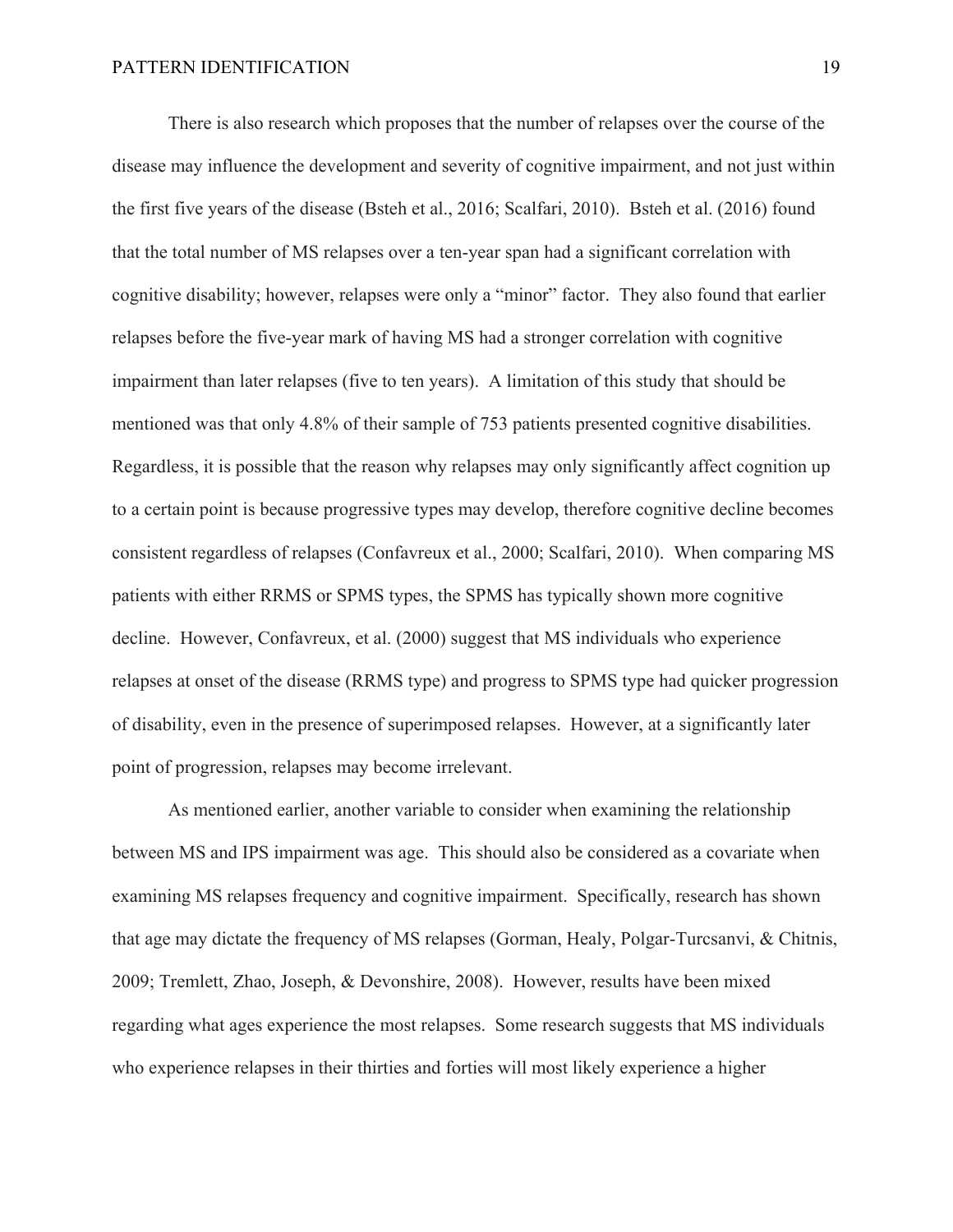There is also research which proposes that the number of relapses over the course of the disease may influence the development and severity of cognitive impairment, and not just within the first five years of the disease (Bsteh et al., 2016; Scalfari, 2010). Bsteh et al. (2016) found that the total number of MS relapses over a ten-year span had a significant correlation with cognitive disability; however, relapses were only a "minor" factor. They also found that earlier relapses before the five-year mark of having MS had a stronger correlation with cognitive impairment than later relapses (five to ten years). A limitation of this study that should be mentioned was that only 4.8% of their sample of 753 patients presented cognitive disabilities. Regardless, it is possible that the reason why relapses may only significantly affect cognition up to a certain point is because progressive types may develop, therefore cognitive decline becomes consistent regardless of relapses (Confavreux et al., 2000; Scalfari, 2010). When comparing MS patients with either RRMS or SPMS types, the SPMS has typically shown more cognitive decline. However, Confavreux, et al. (2000) suggest that MS individuals who experience relapses at onset of the disease (RRMS type) and progress to SPMS type had quicker progression of disability, even in the presence of superimposed relapses. However, at a significantly later point of progression, relapses may become irrelevant.

As mentioned earlier, another variable to consider when examining the relationship between MS and IPS impairment was age. This should also be considered as a covariate when examining MS relapses frequency and cognitive impairment. Specifically, research has shown that age may dictate the frequency of MS relapses (Gorman, Healy, Polgar-Turcsanvi, & Chitnis, 2009; Tremlett, Zhao, Joseph, & Devonshire, 2008). However, results have been mixed regarding what ages experience the most relapses. Some research suggests that MS individuals who experience relapses in their thirties and forties will most likely experience a higher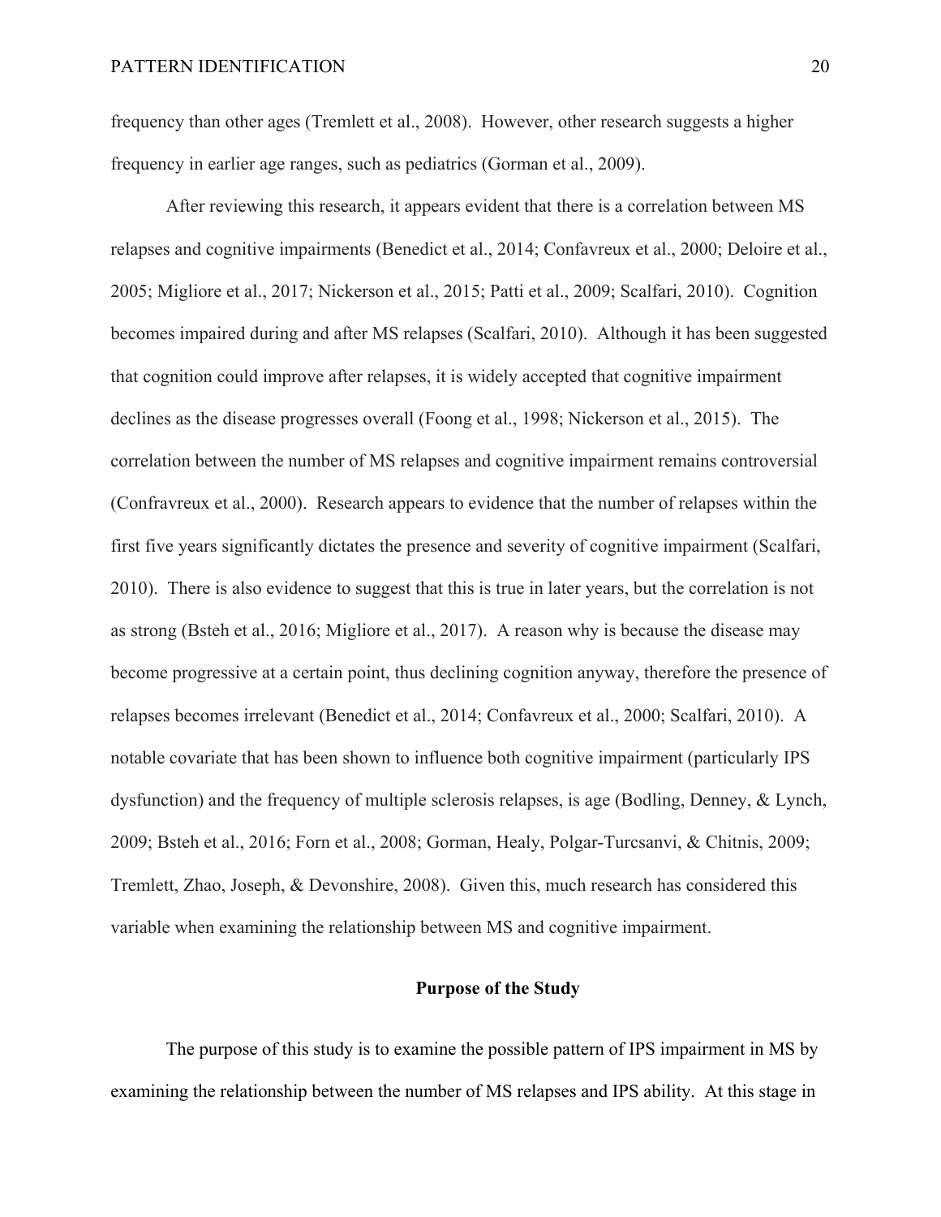frequency than other ages (Tremlett et al., 2008). However, other research suggests a higher frequency in earlier age ranges, such as pediatrics (Gorman et al., 2009).

After reviewing this research, it appears evident that there is a correlation between MS relapses and cognitive impairments (Benedict et al., 2014; Confavreux et al., 2000; Deloire et al., 2005; Migliore et al., 2017; Nickerson et al., 2015; Patti et al., 2009; Scalfari, 2010). Cognition becomes impaired during and after MS relapses (Scalfari, 2010). Although it has been suggested that cognition could improve after relapses, it is widely accepted that cognitive impairment declines as the disease progresses overall (Foong et al., 1998; Nickerson et al., 2015). The correlation between the number of MS relapses and cognitive impairment remains controversial (Confravreux et al., 2000). Research appears to evidence that the number of relapses within the first five years significantly dictates the presence and severity of cognitive impairment (Scalfari, 2010). There is also evidence to suggest that this is true in later years, but the correlation is not as strong (Bsteh et al., 2016; Migliore et al., 2017). A reason why is because the disease may become progressive at a certain point, thus declining cognition anyway, therefore the presence of relapses becomes irrelevant (Benedict et al., 2014; Confavreux et al., 2000; Scalfari, 2010). A notable covariate that has been shown to influence both cognitive impairment (particularly IPS dysfunction) and the frequency of multiple sclerosis relapses, is age (Bodling, Denney, & Lynch, 2009; Bsteh et al., 2016; Forn et al., 2008; Gorman, Healy, Polgar-Turcsanvi, & Chitnis, 2009; Tremlett, Zhao, Joseph, & Devonshire, 2008). Given this, much research has considered this variable when examining the relationship between MS and cognitive impairment.

## Purpose of the Study

The purpose of this study is to examine the possible pattern of IPS impairment in MS by examining the relationship between the number of MS relapses and IPS ability. At this stage in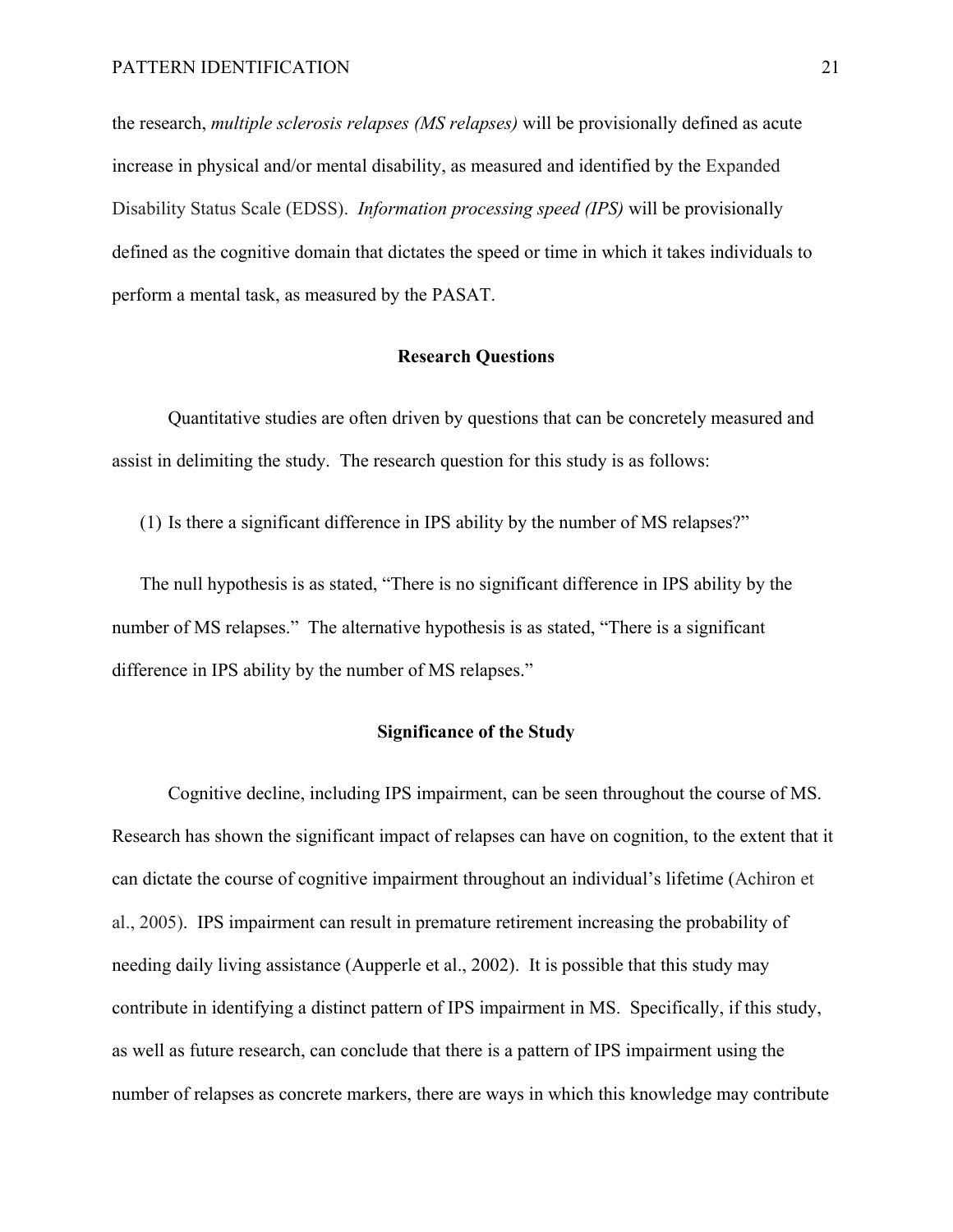the research, *multiple sclerosis relapses (MS relapses)* will be provisionally defined as acute increase in physical and/or mental disability, as measured and identified by the Expanded Disability Status Scale (EDSS). *Information processing speed (IPS)* will be provisionally defined as the cognitive domain that dictates the speed or time in which it takes individuals to perform a mental task, as measured by the PASAT.

## Research Questions

Quantitative studies are often driven by questions that can be concretely measured and assist in delimiting the study. The research question for this study is as follows:

(1) Is there a significant difference in IPS ability by the number of MS relapses?"

The null hypothesis is as stated, "There is no significant difference in IPS ability by the number of MS relapses." The alternative hypothesis is as stated, "There is a significant difference in IPS ability by the number of MS relapses."

## Significance of the Study

Cognitive decline, including IPS impairment, can be seen throughout the course of MS. Research has shown the significant impact of relapses can have on cognition, to the extent that it can dictate the course of cognitive impairment throughout an individual's lifetime (Achiron et al., 2005). IPS impairment can result in premature retirement increasing the probability of needing daily living assistance (Aupperle et al., 2002). It is possible that this study may contribute in identifying a distinct pattern of IPS impairment in MS. Specifically, if this study, as well as future research, can conclude that there is a pattern of IPS impairment using the number of relapses as concrete markers, there are ways in which this knowledge may contribute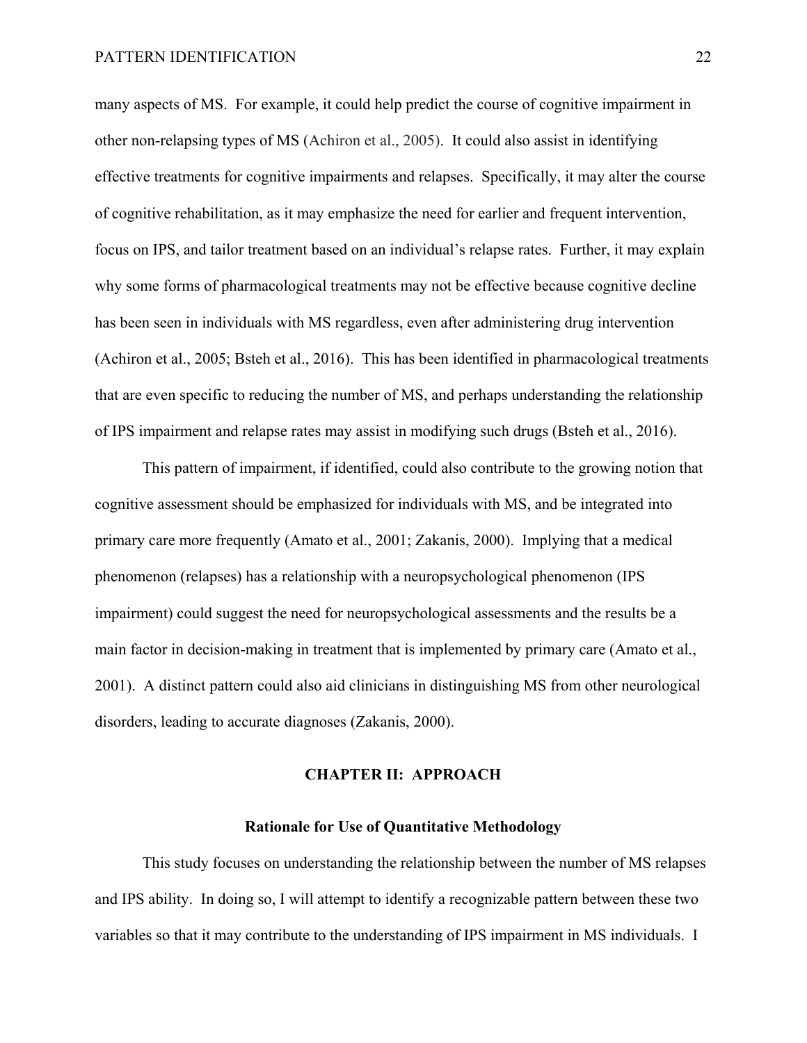many aspects of MS. For example, it could help predict the course of cognitive impairment in other non-relapsing types of MS (Achiron et al., 2005). It could also assist in identifying effective treatments for cognitive impairments and relapses. Specifically, it may alter the course of cognitive rehabilitation, as it may emphasize the need for earlier and frequent intervention, focus on IPS, and tailor treatment based on an individual's relapse rates. Further, it may explain why some forms of pharmacological treatments may not be effective because cognitive decline has been seen in individuals with MS regardless, even after administering drug intervention (Achiron et al., 2005; Bsteh et al., 2016). This has been identified in pharmacological treatments that are even specific to reducing the number of MS, and perhaps understanding the relationship of IPS impairment and relapse rates may assist in modifying such drugs (Bsteh et al., 2016).

This pattern of impairment, if identified, could also contribute to the growing notion that cognitive assessment should be emphasized for individuals with MS, and be integrated into primary care more frequently (Amato et al., 2001; Zakanis, 2000). Implying that a medical phenomenon (relapses) has a relationship with a neuropsychological phenomenon (IPS impairment) could suggest the need for neuropsychological assessments and the results be a main factor in decision-making in treatment that is implemented by primary care (Amato et al., 2001). A distinct pattern could also aid clinicians in distinguishing MS from other neurological disorders, leading to accurate diagnoses (Zakanis, 2000).

# CHAPTER II: APPROACH

## Rationale for Use of Quantitative Methodology

This study focuses on understanding the relationship between the number of MS relapses and IPS ability. In doing so, I will attempt to identify a recognizable pattern between these two variables so that it may contribute to the understanding of IPS impairment in MS individuals. I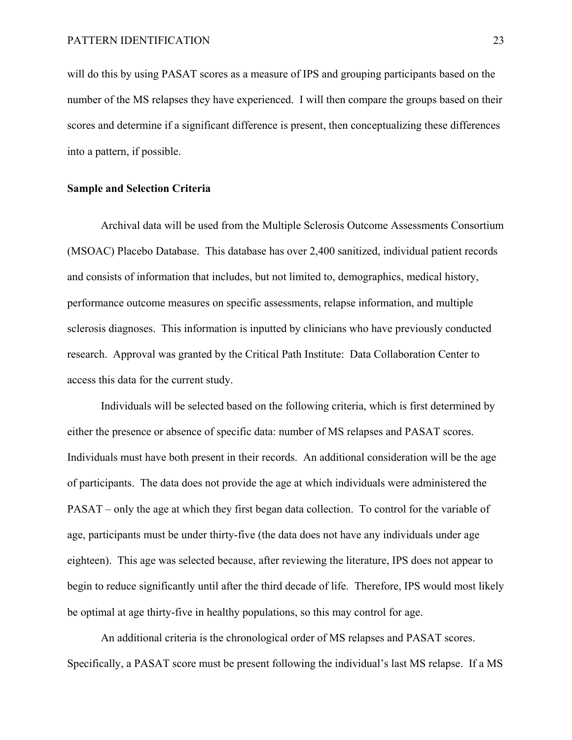will do this by using PASAT scores as a measure of IPS and grouping participants based on the number of the MS relapses they have experienced.  I will then compare the groups based on their scores and determine if a significant difference is present, then conceptualizing these differences into a pattern, if possible.

**Sample and Selection Criteria**

Archival data will be used from the Multiple Sclerosis Outcome Assessments Consortium (MSOAC) Placebo Database.  This database has over 2,400 sanitized, individual patient records and consists of information that includes, but not limited to, demographics, medical history, performance outcome measures on specific assessments, relapse information, and multiple sclerosis diagnoses.  This information is inputted by clinicians who have previously conducted research.  Approval was granted by the Critical Path Institute:  Data Collaboration Center to access this data for the current study.

Individuals will be selected based on the following criteria, which is first determined by either the presence or absence of specific data: number of MS relapses and PASAT scores.  Individuals must have both present in their records.  An additional consideration will be the age of participants.  The data does not provide the age at which individuals were administered the PASAT – only the age at which they first began data collection.  To control for the variable of age, participants must be under thirty-five (the data does not have any individuals under age eighteen).  This age was selected because, after reviewing the literature, IPS does not appear to begin to reduce significantly until after the third decade of life.  Therefore, IPS would most likely be optimal at age thirty-five in healthy populations, so this may control for age.

An additional criteria is the chronological order of MS relapses and PASAT scores. Specifically, a PASAT score must be present following the individual's last MS relapse.  If a MS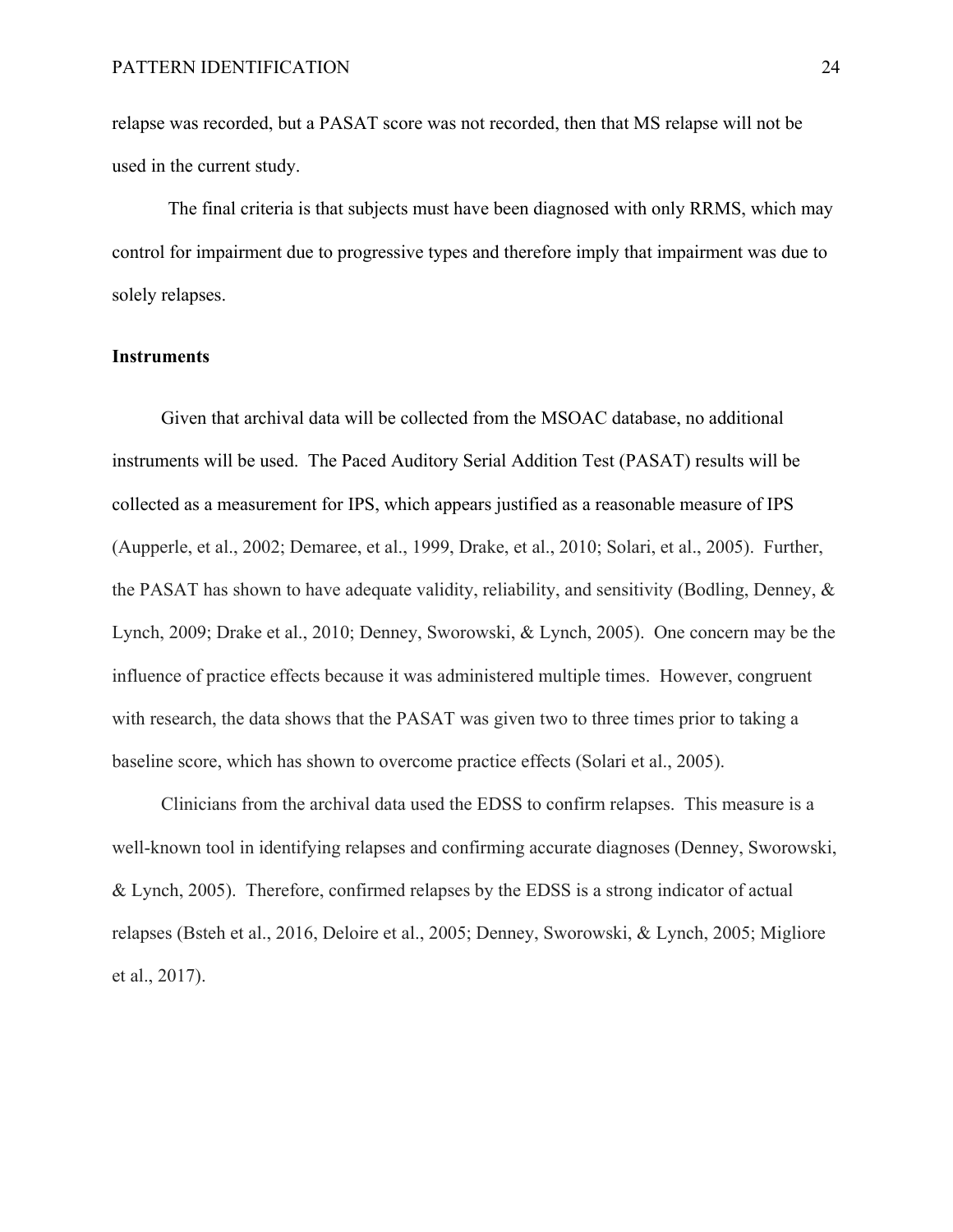relapse was recorded, but a PASAT score was not recorded, then that MS relapse will not be used in the current study.

The final criteria is that subjects must have been diagnosed with only RRMS, which may control for impairment due to progressive types and therefore imply that impairment was due to solely relapses.

**Instruments**

Given that archival data will be collected from the MSOAC database, no additional instruments will be used. The Paced Auditory Serial Addition Test (PASAT) results will be collected as a measurement for IPS, which appears justified as a reasonable measure of IPS (Aupperle, et al., 2002; Demaree, et al., 1999, Drake, et al., 2010; Solari, et al., 2005). Further, the PASAT has shown to have adequate validity, reliability, and sensitivity (Bodling, Denney, & Lynch, 2009; Drake et al., 2010; Denney, Sworowski, & Lynch, 2005). One concern may be the influence of practice effects because it was administered multiple times. However, congruent with research, the data shows that the PASAT was given two to three times prior to taking a baseline score, which has shown to overcome practice effects (Solari et al., 2005).

Clinicians from the archival data used the EDSS to confirm relapses. This measure is a well-known tool in identifying relapses and confirming accurate diagnoses (Denney, Sworowski, & Lynch, 2005). Therefore, confirmed relapses by the EDSS is a strong indicator of actual relapses (Bsteh et al., 2016, Deloire et al., 2005; Denney, Sworowski, & Lynch, 2005; Migliore et al., 2017).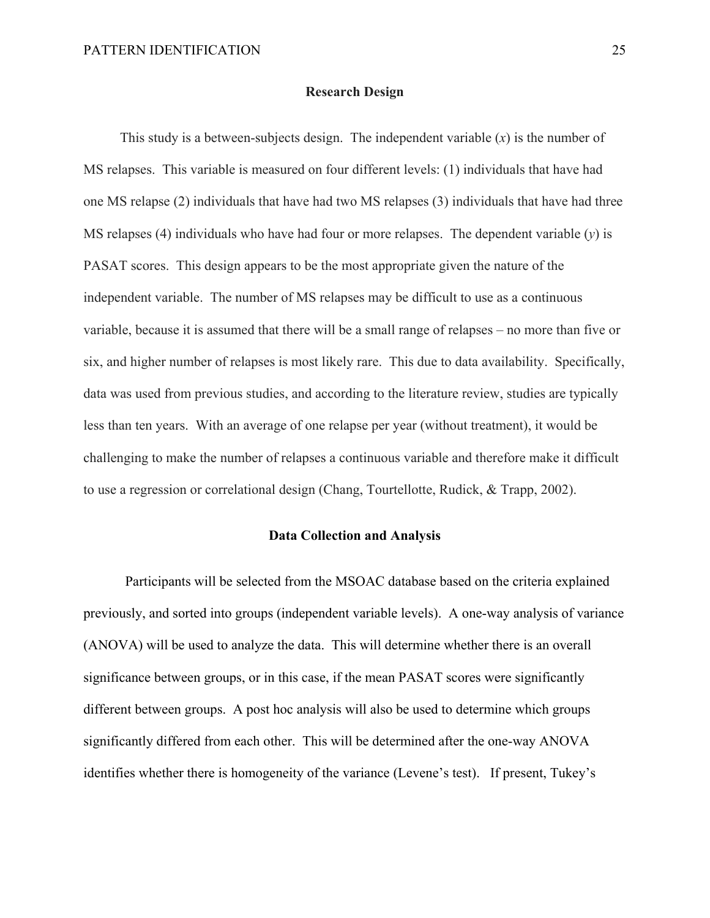## Research Design

This study is a between-subjects design. The independent variable ($x$) is the number of MS relapses. This variable is measured on four different levels: (1) individuals that have had one MS relapse (2) individuals that have had two MS relapses (3) individuals that have had three MS relapses (4) individuals who have had four or more relapses. The dependent variable ($y$) is PASAT scores. This design appears to be the most appropriate given the nature of the independent variable. The number of MS relapses may be difficult to use as a continuous variable, because it is assumed that there will be a small range of relapses – no more than five or six, and higher number of relapses is most likely rare. This due to data availability. Specifically, data was used from previous studies, and according to the literature review, studies are typically less than ten years. With an average of one relapse per year (without treatment), it would be challenging to make the number of relapses a continuous variable and therefore make it difficult to use a regression or correlational design (Chang, Tourtellotte, Rudick, & Trapp, 2002).

## Data Collection and Analysis

Participants will be selected from the MSOAC database based on the criteria explained previously, and sorted into groups (independent variable levels). A one-way analysis of variance (ANOVA) will be used to analyze the data. This will determine whether there is an overall significance between groups, or in this case, if the mean PASAT scores were significantly different between groups. A post hoc analysis will also be used to determine which groups significantly differed from each other. This will be determined after the one-way ANOVA identifies whether there is homogeneity of the variance (Levene's test). If present, Tukey's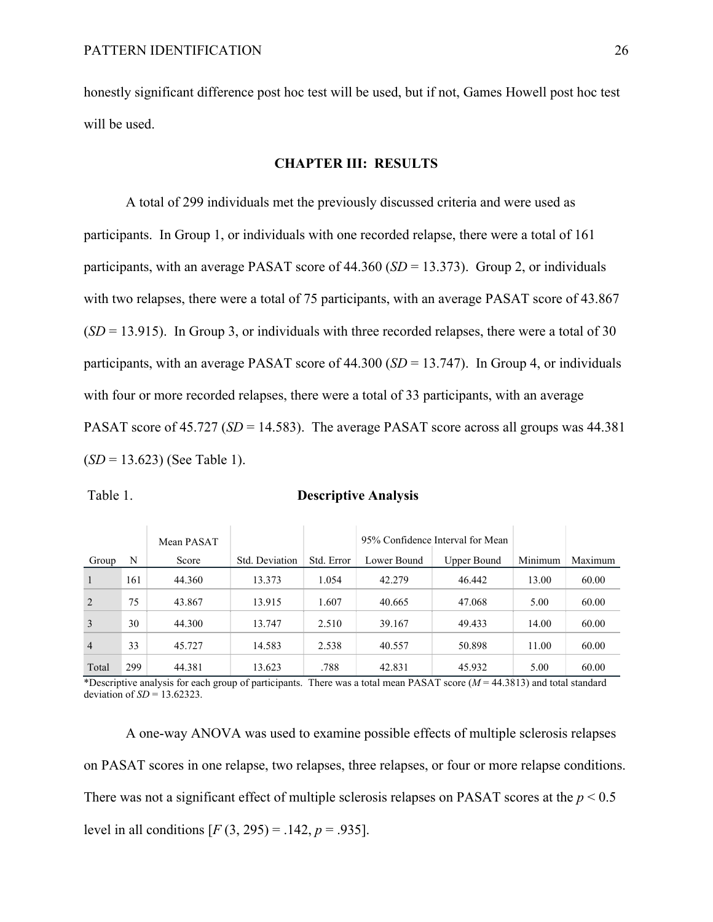honestly significant difference post hoc test will be used, but if not, Games Howell post hoc test will be used.

## CHAPTER III: RESULTS

A total of 299 individuals met the previously discussed criteria and were used as participants. In Group 1, or individuals with one recorded relapse, there were a total of 161 participants, with an average PASAT score of 44.360 (*SD* = 13.373). Group 2, or individuals with two relapses, there were a total of 75 participants, with an average PASAT score of 43.867 (*SD* = 13.915). In Group 3, or individuals with three recorded relapses, there were a total of 30 participants, with an average PASAT score of 44.300 (*SD* = 13.747). In Group 4, or individuals with four or more recorded relapses, there were a total of 33 participants, with an average PASAT score of 45.727 (*SD* = 14.583). The average PASAT score across all groups was 44.381 (*SD* = 13.623) (See Table 1).

Table 1. **Descriptive Analysis**

| Group | N | Mean PASAT Score | Std. Deviation | Std. Error | 95% Confidence Interval for Mean Lower Bound | Upper Bound | Minimum | Maximum |
|---|---|---|---|---|---|---|---|---|
| 1 | 161 | 44.360 | 13.373 | 1.054 | 42.279 | 46.442 | 13.00 | 60.00 |
| 2 | 75 | 43.867 | 13.915 | 1.607 | 40.665 | 47.068 | 5.00 | 60.00 |
| 3 | 30 | 44.300 | 13.747 | 2.510 | 39.167 | 49.433 | 14.00 | 60.00 |
| 4 | 33 | 45.727 | 14.583 | 2.538 | 40.557 | 50.898 | 11.00 | 60.00 |
| Total | 299 | 44.381 | 13.623 | .788 | 42.831 | 45.932 | 5.00 | 60.00 |

*Descriptive analysis for each group of participants. There was a total mean PASAT score (*M* = 44.3813) and total standard deviation of *SD* = 13.62323.

A one-way ANOVA was used to examine possible effects of multiple sclerosis relapses on PASAT scores in one relapse, two relapses, three relapses, or four or more relapse conditions. There was not a significant effect of multiple sclerosis relapses on PASAT scores at the $p < 0.5$ level in all conditions [$F(3, 295) = .142$, $p = .935$].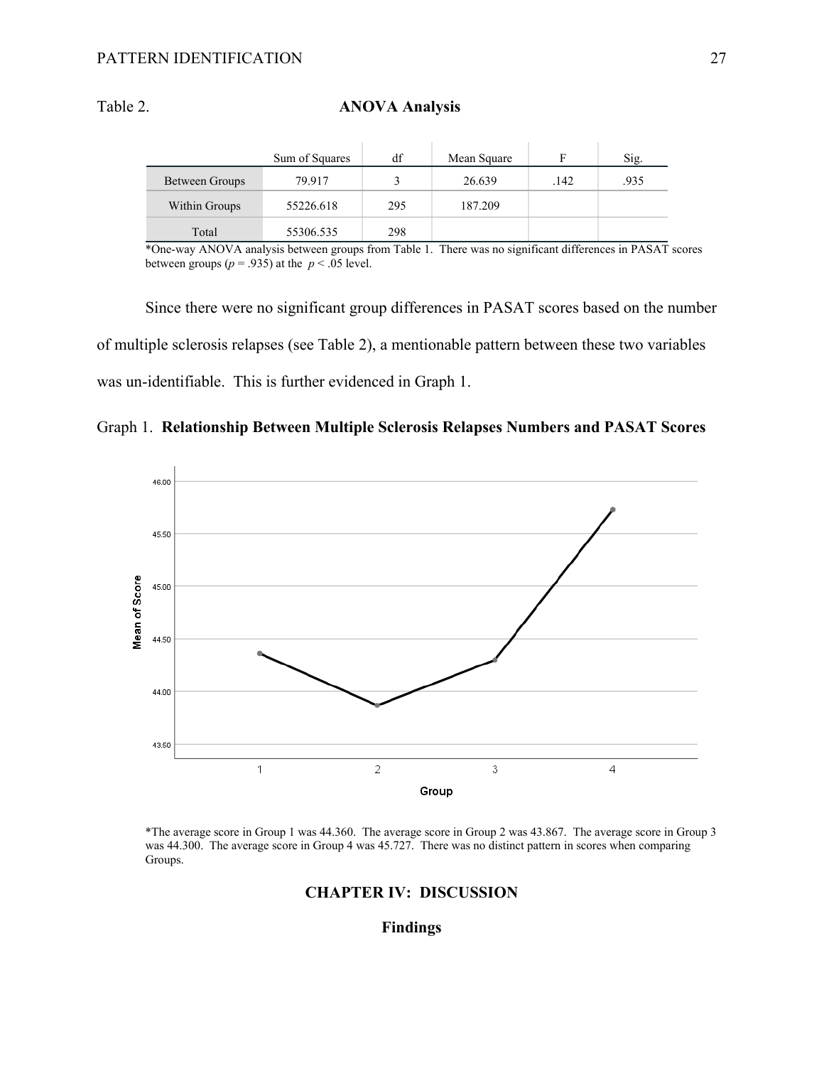Table 2. **ANOVA Analysis**

| | Sum of Squares | df | Mean Square | F | Sig. |
|---|---|---|---|---|---|
| Between Groups | 79.917 | 3 | 26.639 | .142 | .935 |
| Within Groups | 55226.618 | 295 | 187.209 | | |
| Total | 55306.535 | 298 | | | |

*One-way ANOVA analysis between groups from Table 1. There was no significant differences in PASAT scores between groups (*p* = .935) at the $p < .05$ level.

Since there were no significant group differences in PASAT scores based on the number of multiple sclerosis relapses (see Table 2), a mentionable pattern between these two variables was un-identifiable. This is further evidenced in Graph 1.

Graph 1. **Relationship Between Multiple Sclerosis Relapses Numbers and PASAT Scores**

*The average score in Group 1 was 44.360. The average score in Group 2 was 43.867. The average score in Group 3 was 44.300. The average score in Group 4 was 45.727. There was no distinct pattern in scores when comparing Groups.

# CHAPTER IV: DISCUSSION

## Findings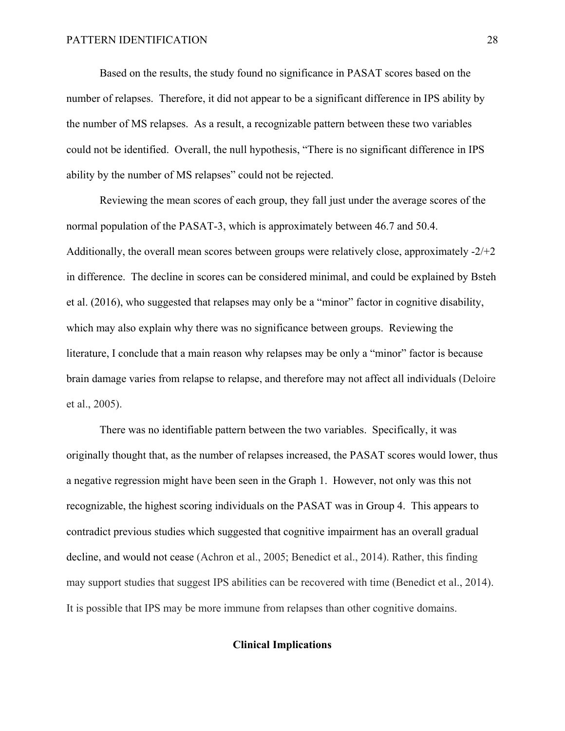Based on the results, the study found no significance in PASAT scores based on the number of relapses. Therefore, it did not appear to be a significant difference in IPS ability by the number of MS relapses. As a result, a recognizable pattern between these two variables could not be identified. Overall, the null hypothesis, "There is no significant difference in IPS ability by the number of MS relapses" could not be rejected.

Reviewing the mean scores of each group, they fall just under the average scores of the normal population of the PASAT-3, which is approximately between 46.7 and 50.4. Additionally, the overall mean scores between groups were relatively close, approximately -2/+2 in difference. The decline in scores can be considered minimal, and could be explained by Bsteh et al. (2016), who suggested that relapses may only be a "minor" factor in cognitive disability, which may also explain why there was no significance between groups. Reviewing the literature, I conclude that a main reason why relapses may be only a "minor" factor is because brain damage varies from relapse to relapse, and therefore may not affect all individuals (Deloire et al., 2005).

There was no identifiable pattern between the two variables. Specifically, it was originally thought that, as the number of relapses increased, the PASAT scores would lower, thus a negative regression might have been seen in the Graph 1. However, not only was this not recognizable, the highest scoring individuals on the PASAT was in Group 4. This appears to contradict previous studies which suggested that cognitive impairment has an overall gradual decline, and would not cease (Achron et al., 2005; Benedict et al., 2014). Rather, this finding may support studies that suggest IPS abilities can be recovered with time (Benedict et al., 2014). It is possible that IPS may be more immune from relapses than other cognitive domains.

## Clinical Implications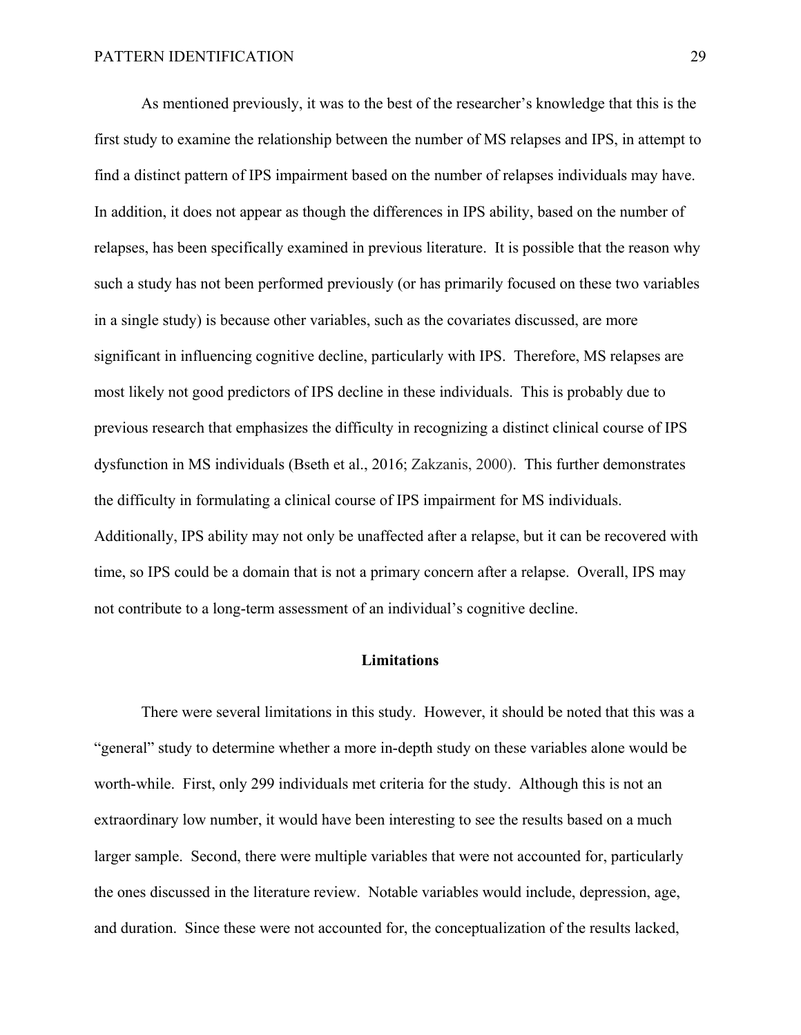As mentioned previously, it was to the best of the researcher's knowledge that this is the first study to examine the relationship between the number of MS relapses and IPS, in attempt to find a distinct pattern of IPS impairment based on the number of relapses individuals may have. In addition, it does not appear as though the differences in IPS ability, based on the number of relapses, has been specifically examined in previous literature. It is possible that the reason why such a study has not been performed previously (or has primarily focused on these two variables in a single study) is because other variables, such as the covariates discussed, are more significant in influencing cognitive decline, particularly with IPS. Therefore, MS relapses are most likely not good predictors of IPS decline in these individuals. This is probably due to previous research that emphasizes the difficulty in recognizing a distinct clinical course of IPS dysfunction in MS individuals (Bseth et al., 2016; Zakzanis, 2000). This further demonstrates the difficulty in formulating a clinical course of IPS impairment for MS individuals. Additionally, IPS ability may not only be unaffected after a relapse, but it can be recovered with time, so IPS could be a domain that is not a primary concern after a relapse. Overall, IPS may not contribute to a long-term assessment of an individual's cognitive decline.

## Limitations

There were several limitations in this study. However, it should be noted that this was a "general" study to determine whether a more in-depth study on these variables alone would be worth-while. First, only 299 individuals met criteria for the study. Although this is not an extraordinary low number, it would have been interesting to see the results based on a much larger sample. Second, there were multiple variables that were not accounted for, particularly the ones discussed in the literature review. Notable variables would include, depression, age, and duration. Since these were not accounted for, the conceptualization of the results lacked,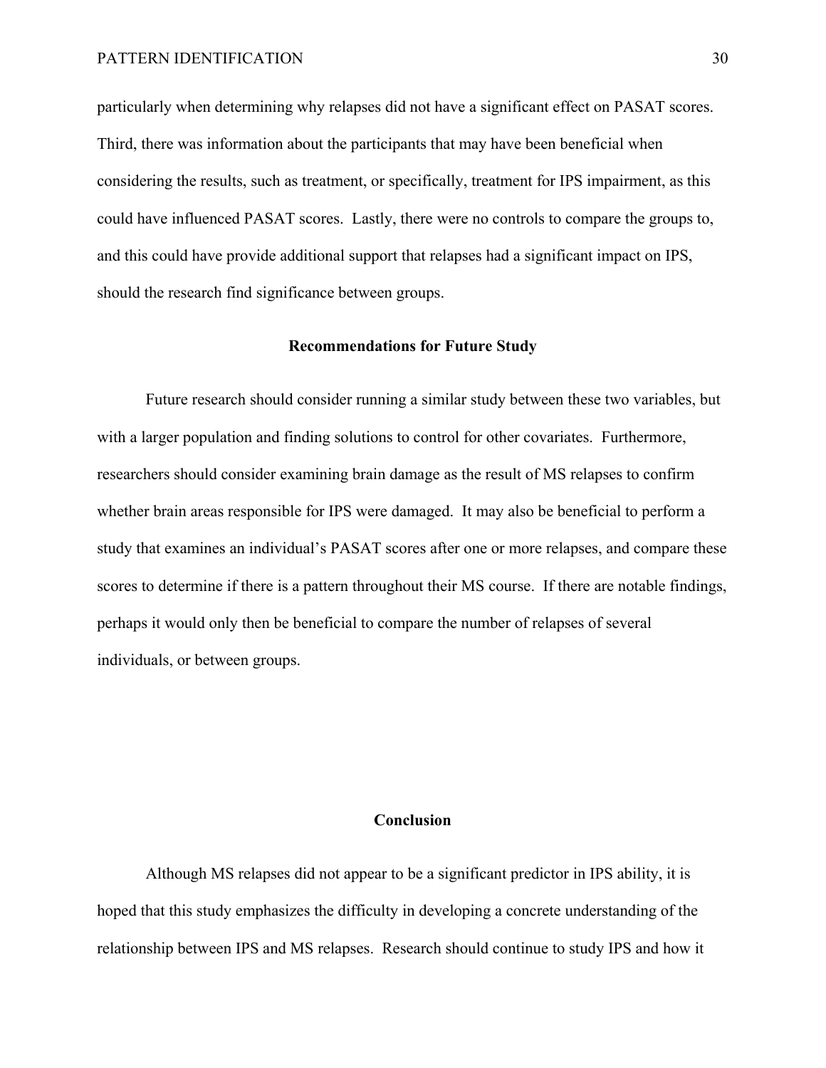particularly when determining why relapses did not have a significant effect on PASAT scores. Third, there was information about the participants that may have been beneficial when considering the results, such as treatment, or specifically, treatment for IPS impairment, as this could have influenced PASAT scores. Lastly, there were no controls to compare the groups to, and this could have provide additional support that relapses had a significant impact on IPS, should the research find significance between groups.

## Recommendations for Future Study

Future research should consider running a similar study between these two variables, but with a larger population and finding solutions to control for other covariates. Furthermore, researchers should consider examining brain damage as the result of MS relapses to confirm whether brain areas responsible for IPS were damaged. It may also be beneficial to perform a study that examines an individual's PASAT scores after one or more relapses, and compare these scores to determine if there is a pattern throughout their MS course. If there are notable findings, perhaps it would only then be beneficial to compare the number of relapses of several individuals, or between groups.

## Conclusion

Although MS relapses did not appear to be a significant predictor in IPS ability, it is hoped that this study emphasizes the difficulty in developing a concrete understanding of the relationship between IPS and MS relapses. Research should continue to study IPS and how it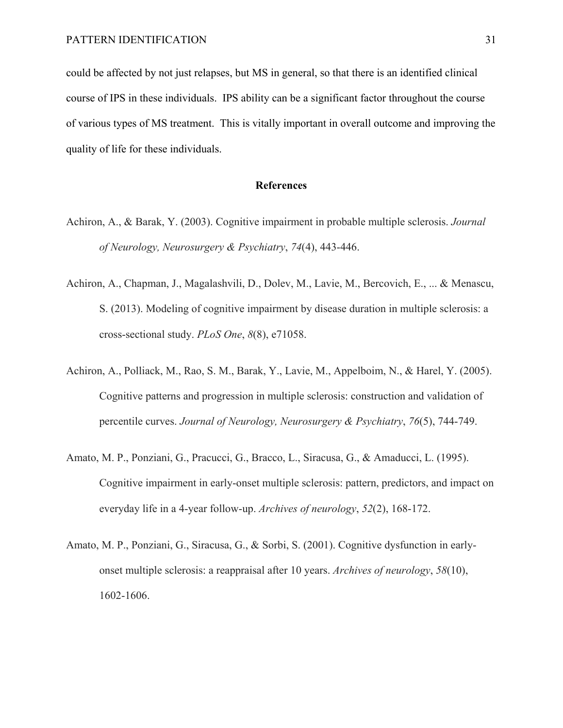could be affected by not just relapses, but MS in general, so that there is an identified clinical course of IPS in these individuals. IPS ability can be a significant factor throughout the course of various types of MS treatment. This is vitally important in overall outcome and improving the quality of life for these individuals.

## References

Achiron, A., & Barak, Y. (2003). Cognitive impairment in probable multiple sclerosis. *Journal of Neurology, Neurosurgery & Psychiatry*, *74*(4), 443-446.

Achiron, A., Chapman, J., Magalashvili, D., Dolev, M., Lavie, M., Bercovich, E., ... & Menascu, S. (2013). Modeling of cognitive impairment by disease duration in multiple sclerosis: a cross-sectional study. *PLoS One*, *8*(8), e71058.

Achiron, A., Polliack, M., Rao, S. M., Barak, Y., Lavie, M., Appelboim, N., & Harel, Y. (2005). Cognitive patterns and progression in multiple sclerosis: construction and validation of percentile curves. *Journal of Neurology, Neurosurgery & Psychiatry*, *76*(5), 744-749.

Amato, M. P., Ponziani, G., Pracucci, G., Bracco, L., Siracusa, G., & Amaducci, L. (1995). Cognitive impairment in early-onset multiple sclerosis: pattern, predictors, and impact on everyday life in a 4-year follow-up. *Archives of neurology*, *52*(2), 168-172.

Amato, M. P., Ponziani, G., Siracusa, G., & Sorbi, S. (2001). Cognitive dysfunction in early-onset multiple sclerosis: a reappraisal after 10 years. *Archives of neurology*, *58*(10), 1602-1606.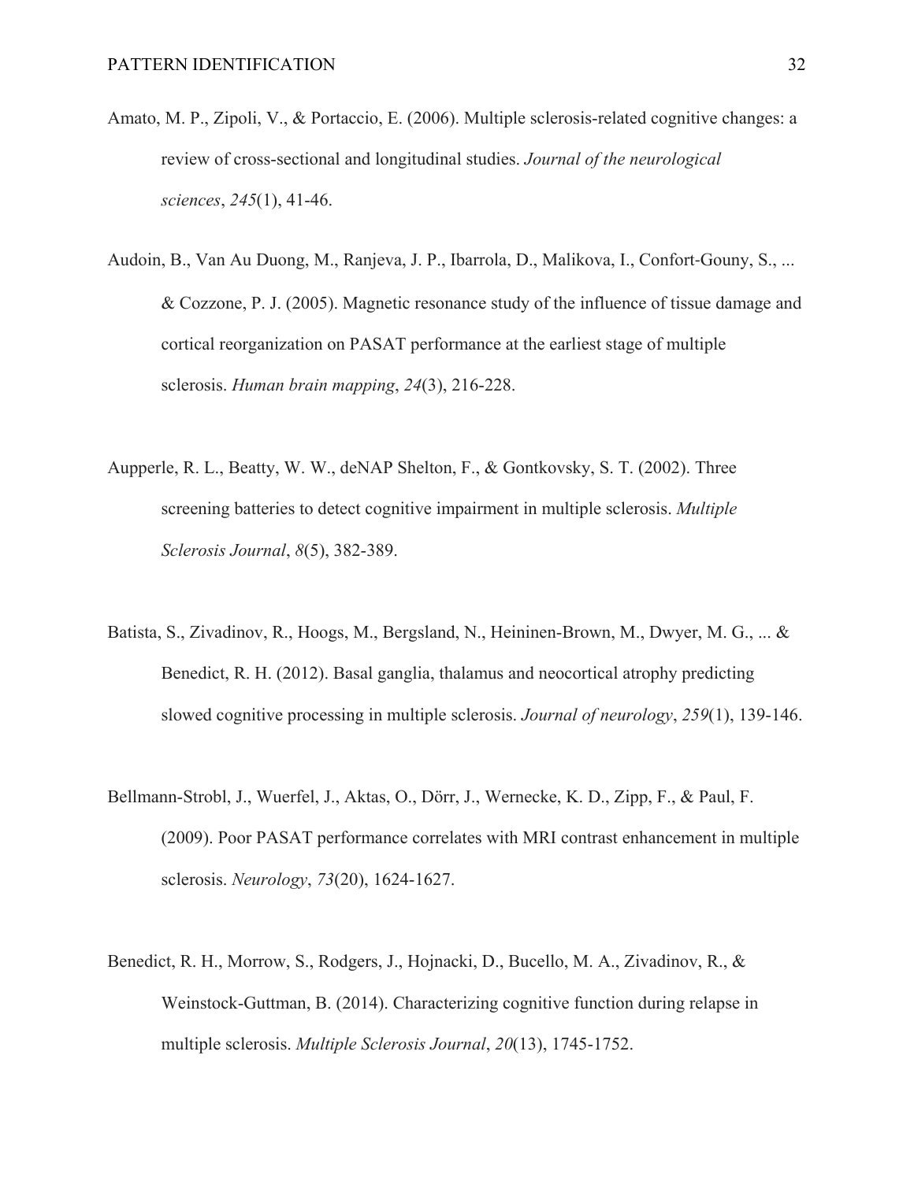Amato, M. P., Zipoli, V., & Portaccio, E. (2006). Multiple sclerosis-related cognitive changes: a review of cross-sectional and longitudinal studies. *Journal of the neurological sciences*, *245*(1), 41-46.

Audoin, B., Van Au Duong, M., Ranjeva, J. P., Ibarrola, D., Malikova, I., Confort-Gouny, S., ... & Cozzone, P. J. (2005). Magnetic resonance study of the influence of tissue damage and cortical reorganization on PASAT performance at the earliest stage of multiple sclerosis. *Human brain mapping*, *24*(3), 216-228.

Aupperle, R. L., Beatty, W. W., deNAP Shelton, F., & Gontkovsky, S. T. (2002). Three screening batteries to detect cognitive impairment in multiple sclerosis. *Multiple Sclerosis Journal*, *8*(5), 382-389.

Batista, S., Zivadinov, R., Hoogs, M., Bergsland, N., Heininen-Brown, M., Dwyer, M. G., ... & Benedict, R. H. (2012). Basal ganglia, thalamus and neocortical atrophy predicting slowed cognitive processing in multiple sclerosis. *Journal of neurology*, *259*(1), 139-146.

Bellmann-Strobl, J., Wuerfel, J., Aktas, O., Dörr, J., Wernecke, K. D., Zipp, F., & Paul, F. (2009). Poor PASAT performance correlates with MRI contrast enhancement in multiple sclerosis. *Neurology*, *73*(20), 1624-1627.

Benedict, R. H., Morrow, S., Rodgers, J., Hojnacki, D., Bucello, M. A., Zivadinov, R., & Weinstock-Guttman, B. (2014). Characterizing cognitive function during relapse in multiple sclerosis. *Multiple Sclerosis Journal*, *20*(13), 1745-1752.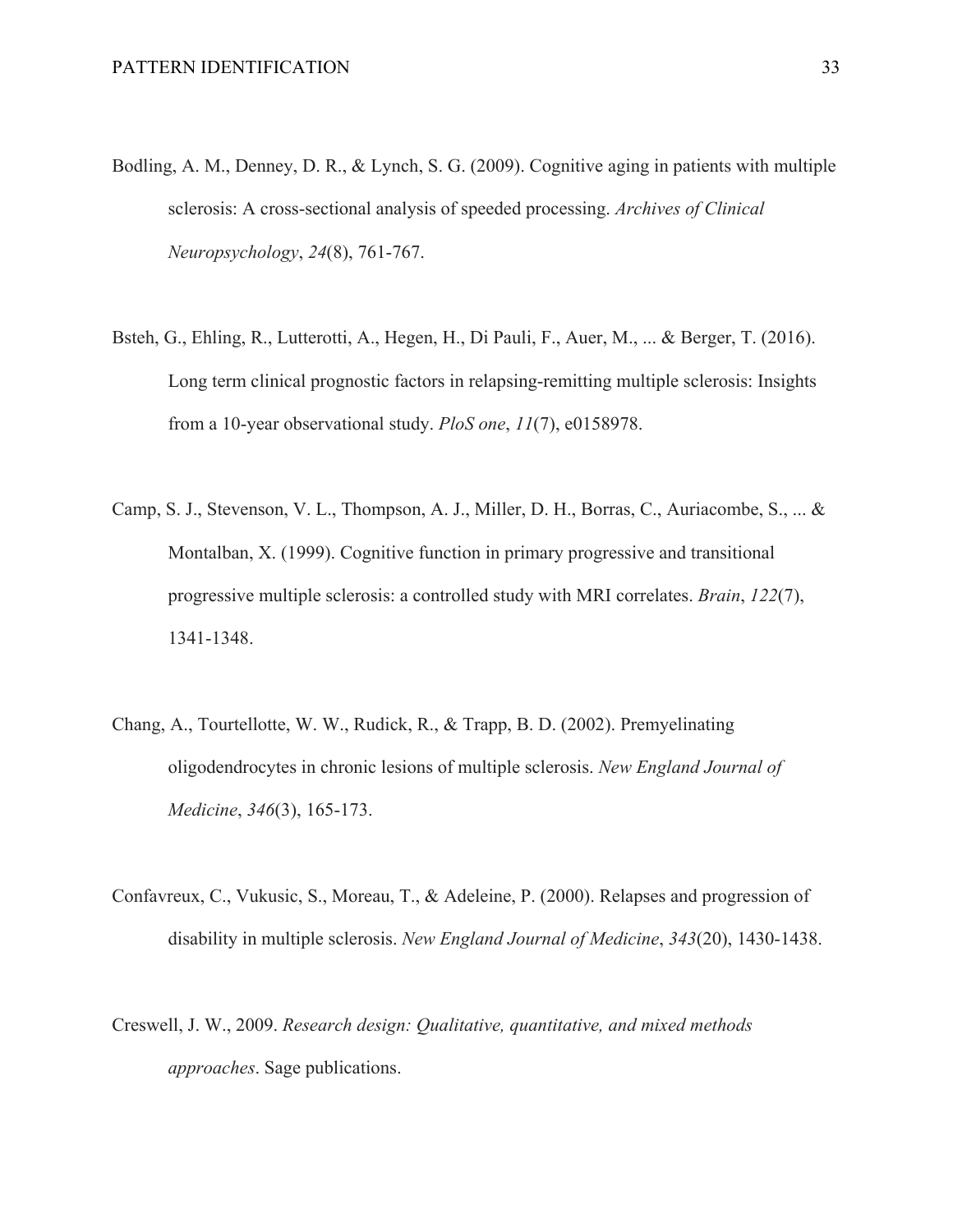Bodling, A. M., Denney, D. R., & Lynch, S. G. (2009). Cognitive aging in patients with multiple sclerosis: A cross-sectional analysis of speeded processing. *Archives of Clinical Neuropsychology*, *24*(8), 761-767.

Bsteh, G., Ehling, R., Lutterotti, A., Hegen, H., Di Pauli, F., Auer, M., ... & Berger, T. (2016). Long term clinical prognostic factors in relapsing-remitting multiple sclerosis: Insights from a 10-year observational study. *PloS one*, *11*(7), e0158978.

Camp, S. J., Stevenson, V. L., Thompson, A. J., Miller, D. H., Borras, C., Auriacombe, S., ... & Montalban, X. (1999). Cognitive function in primary progressive and transitional progressive multiple sclerosis: a controlled study with MRI correlates. *Brain*, *122*(7), 1341-1348.

Chang, A., Tourtellotte, W. W., Rudick, R., & Trapp, B. D. (2002). Premyelinating oligodendrocytes in chronic lesions of multiple sclerosis. *New England Journal of Medicine*, *346*(3), 165-173.

Confavreux, C., Vukusic, S., Moreau, T., & Adeleine, P. (2000). Relapses and progression of disability in multiple sclerosis. *New England Journal of Medicine*, *343*(20), 1430-1438.

Creswell, J. W., 2009. *Research design: Qualitative, quantitative, and mixed methods approaches*. Sage publications.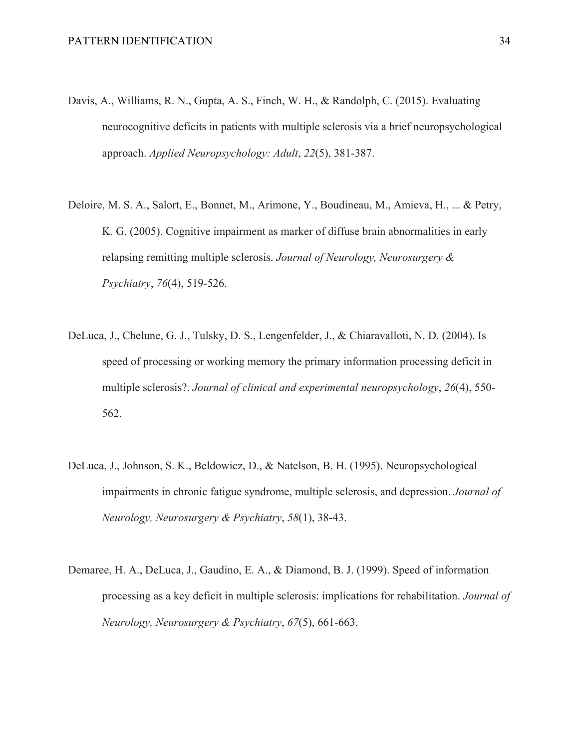Davis, A., Williams, R. N., Gupta, A. S., Finch, W. H., & Randolph, C. (2015). Evaluating neurocognitive deficits in patients with multiple sclerosis via a brief neuropsychological approach. *Applied Neuropsychology: Adult*, *22*(5), 381-387.

Deloire, M. S. A., Salort, E., Bonnet, M., Arimone, Y., Boudineau, M., Amieva, H., ... & Petry, K. G. (2005). Cognitive impairment as marker of diffuse brain abnormalities in early relapsing remitting multiple sclerosis. *Journal of Neurology, Neurosurgery & Psychiatry*, *76*(4), 519-526.

DeLuca, J., Chelune, G. J., Tulsky, D. S., Lengenfelder, J., & Chiaravalloti, N. D. (2004). Is speed of processing or working memory the primary information processing deficit in multiple sclerosis?. *Journal of clinical and experimental neuropsychology*, *26*(4), 550-562.

DeLuca, J., Johnson, S. K., Beldowicz, D., & Natelson, B. H. (1995). Neuropsychological impairments in chronic fatigue syndrome, multiple sclerosis, and depression. *Journal of Neurology, Neurosurgery & Psychiatry*, *58*(1), 38-43.

Demaree, H. A., DeLuca, J., Gaudino, E. A., & Diamond, B. J. (1999). Speed of information processing as a key deficit in multiple sclerosis: implications for rehabilitation. *Journal of Neurology, Neurosurgery & Psychiatry*, *67*(5), 661-663.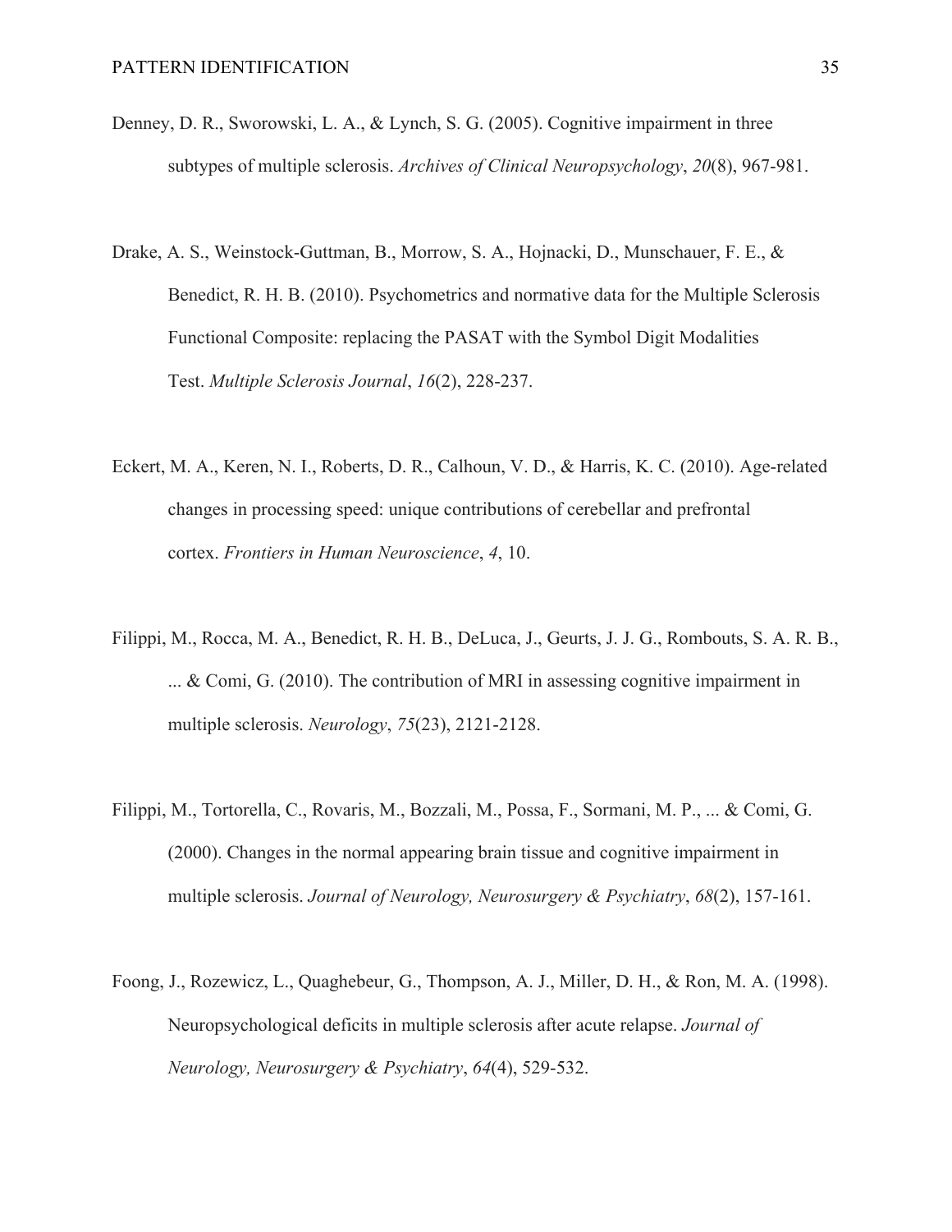Denney, D. R., Sworowski, L. A., & Lynch, S. G. (2005). Cognitive impairment in three subtypes of multiple sclerosis. *Archives of Clinical Neuropsychology*, *20*(8), 967-981.

Drake, A. S., Weinstock-Guttman, B., Morrow, S. A., Hojnacki, D., Munschauer, F. E., & Benedict, R. H. B. (2010). Psychometrics and normative data for the Multiple Sclerosis Functional Composite: replacing the PASAT with the Symbol Digit Modalities Test. *Multiple Sclerosis Journal*, *16*(2), 228-237.

Eckert, M. A., Keren, N. I., Roberts, D. R., Calhoun, V. D., & Harris, K. C. (2010). Age-related changes in processing speed: unique contributions of cerebellar and prefrontal cortex. *Frontiers in Human Neuroscience*, *4*, 10.

Filippi, M., Rocca, M. A., Benedict, R. H. B., DeLuca, J., Geurts, J. J. G., Rombouts, S. A. R. B., ... & Comi, G. (2010). The contribution of MRI in assessing cognitive impairment in multiple sclerosis. *Neurology*, *75*(23), 2121-2128.

Filippi, M., Tortorella, C., Rovaris, M., Bozzali, M., Possa, F., Sormani, M. P., ... & Comi, G. (2000). Changes in the normal appearing brain tissue and cognitive impairment in multiple sclerosis. *Journal of Neurology, Neurosurgery & Psychiatry*, *68*(2), 157-161.

Foong, J., Rozewicz, L., Quaghebeur, G., Thompson, A. J., Miller, D. H., & Ron, M. A. (1998). Neuropsychological deficits in multiple sclerosis after acute relapse. *Journal of Neurology, Neurosurgery & Psychiatry*, *64*(4), 529-532.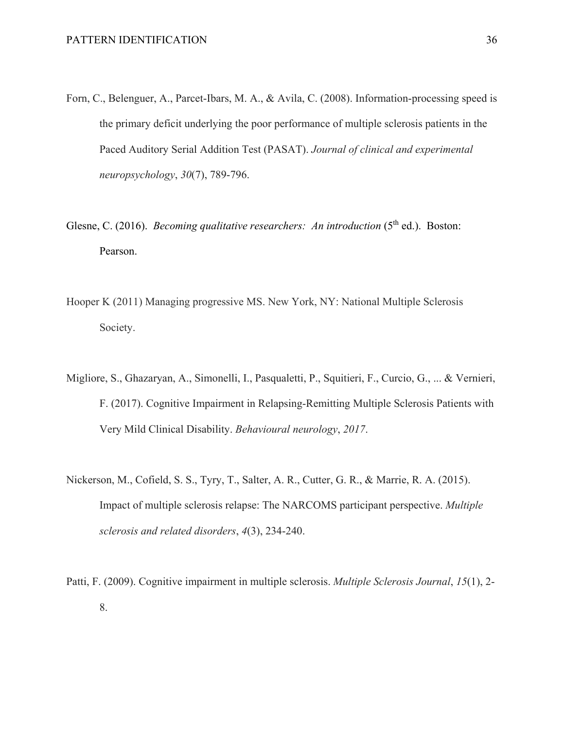Forn, C., Belenguer, A., Parcet-Ibars, M. A., & Avila, C. (2008). Information-processing speed is the primary deficit underlying the poor performance of multiple sclerosis patients in the Paced Auditory Serial Addition Test (PASAT). *Journal of clinical and experimental neuropsychology*, *30*(7), 789-796.

Glesne, C. (2016). *Becoming qualitative researchers: An introduction* (5th ed.). Boston: Pearson.

Hooper K (2011) Managing progressive MS. New York, NY: National Multiple Sclerosis Society.

Migliore, S., Ghazaryan, A., Simonelli, I., Pasqualetti, P., Squitieri, F., Curcio, G., ... & Vernieri, F. (2017). Cognitive Impairment in Relapsing-Remitting Multiple Sclerosis Patients with Very Mild Clinical Disability. *Behavioural neurology*, *2017*.

Nickerson, M., Cofield, S. S., Tyry, T., Salter, A. R., Cutter, G. R., & Marrie, R. A. (2015). Impact of multiple sclerosis relapse: The NARCOMS participant perspective. *Multiple sclerosis and related disorders*, *4*(3), 234-240.

Patti, F. (2009). Cognitive impairment in multiple sclerosis. *Multiple Sclerosis Journal*, *15*(1), 2-8.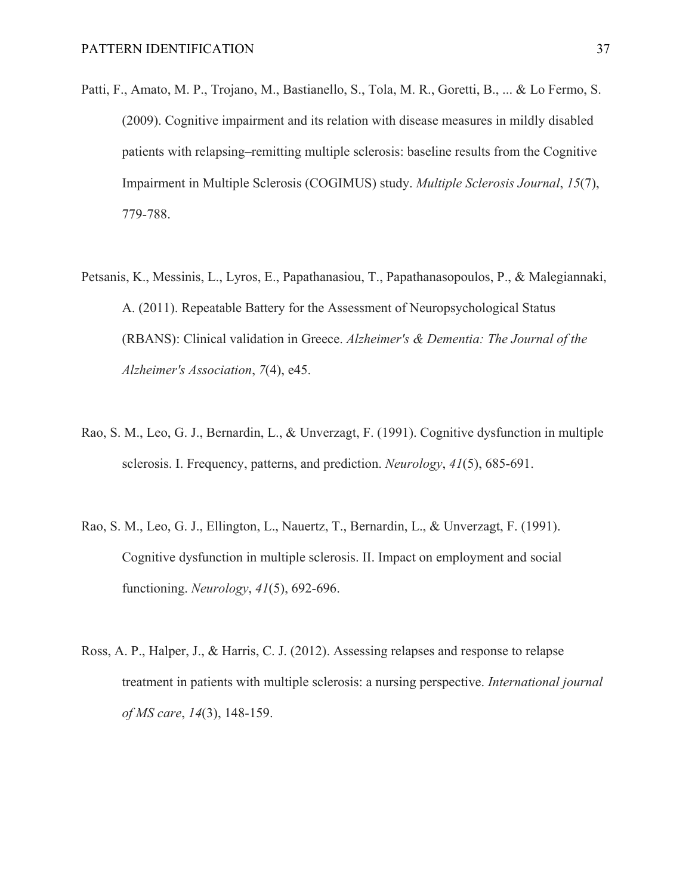Patti, F., Amato, M. P., Trojano, M., Bastianello, S., Tola, M. R., Goretti, B., ... & Lo Fermo, S. (2009). Cognitive impairment and its relation with disease measures in mildly disabled patients with relapsing–remitting multiple sclerosis: baseline results from the Cognitive Impairment in Multiple Sclerosis (COGIMUS) study. *Multiple Sclerosis Journal*, *15*(7), 779-788.

Petsanis, K., Messinis, L., Lyros, E., Papathanasiou, T., Papathanasopoulos, P., & Malegiannaki, A. (2011). Repeatable Battery for the Assessment of Neuropsychological Status (RBANS): Clinical validation in Greece. *Alzheimer's & Dementia: The Journal of the Alzheimer's Association*, *7*(4), e45.

Rao, S. M., Leo, G. J., Bernardin, L., & Unverzagt, F. (1991). Cognitive dysfunction in multiple sclerosis. I. Frequency, patterns, and prediction. *Neurology*, *41*(5), 685-691.

Rao, S. M., Leo, G. J., Ellington, L., Nauertz, T., Bernardin, L., & Unverzagt, F. (1991). Cognitive dysfunction in multiple sclerosis. II. Impact on employment and social functioning. *Neurology*, *41*(5), 692-696.

Ross, A. P., Halper, J., & Harris, C. J. (2012). Assessing relapses and response to relapse treatment in patients with multiple sclerosis: a nursing perspective. *International journal of MS care*, *14*(3), 148-159.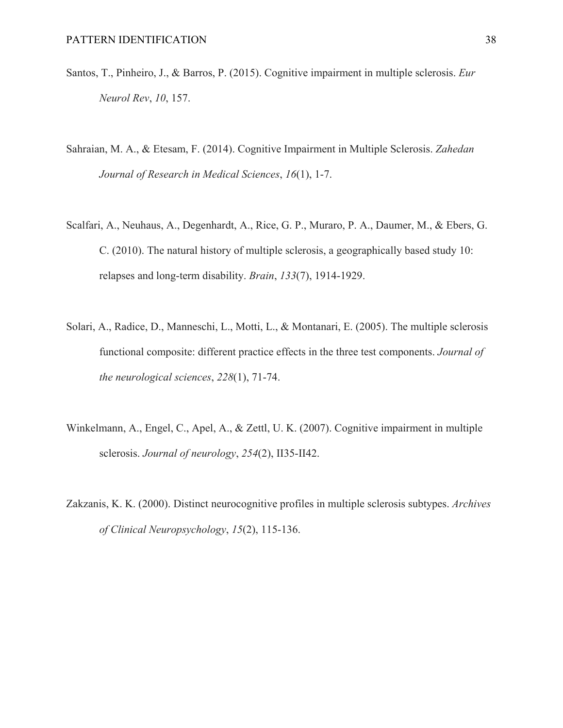Santos, T., Pinheiro, J., & Barros, P. (2015). Cognitive impairment in multiple sclerosis. *Eur Neurol Rev*, *10*, 157.

Sahraian, M. A., & Etesam, F. (2014). Cognitive Impairment in Multiple Sclerosis. *Zahedan Journal of Research in Medical Sciences*, *16*(1), 1-7.

Scalfari, A., Neuhaus, A., Degenhardt, A., Rice, G. P., Muraro, P. A., Daumer, M., & Ebers, G. C. (2010). The natural history of multiple sclerosis, a geographically based study 10: relapses and long-term disability. *Brain*, *133*(7), 1914-1929.

Solari, A., Radice, D., Manneschi, L., Motti, L., & Montanari, E. (2005). The multiple sclerosis functional composite: different practice effects in the three test components. *Journal of the neurological sciences*, *228*(1), 71-74.

Winkelmann, A., Engel, C., Apel, A., & Zettl, U. K. (2007). Cognitive impairment in multiple sclerosis. *Journal of neurology*, *254*(2), II35-II42.

Zakzanis, K. K. (2000). Distinct neurocognitive profiles in multiple sclerosis subtypes. *Archives of Clinical Neuropsychology*, *15*(2), 115-136.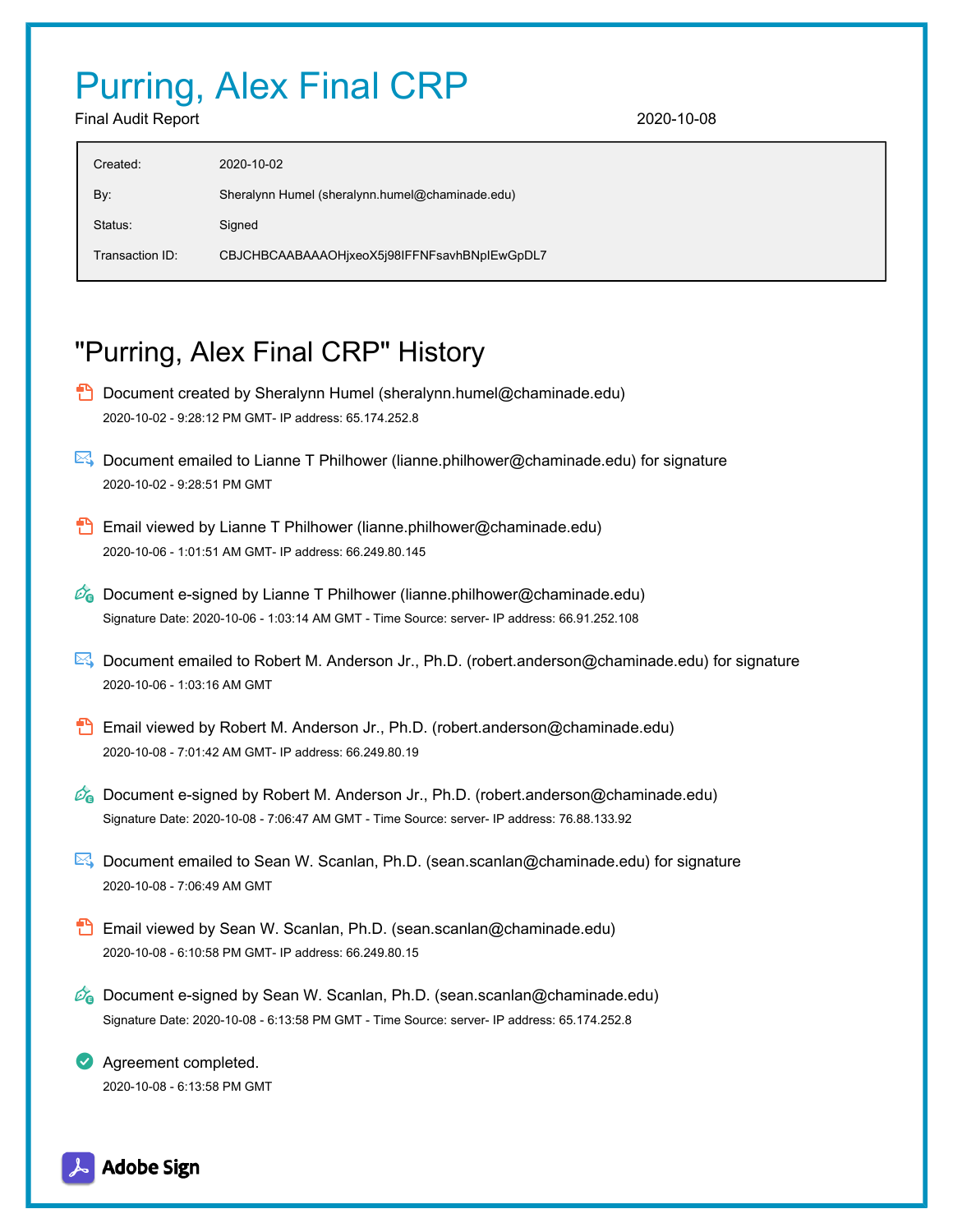# Purring, Alex Final CRP

Final Audit Report 2020-10-08

| | |
|---|---|
| Created: | 2020-10-02 |
| By: | Sheralynn Humel (sheralynn.humel@chaminade.edu) |
| Status: | Signed |
| Transaction ID: | CBJCHBCAABAAAOHjxeoX5j98IFFNFsavhBNplEwGpDL7 |

## "Purring, Alex Final CRP" History

- Document created by Sheralynn Humel (sheralynn.humel@chaminade.edu)
  2020-10-02 - 9:28:12 PM GMT- IP address: 65.174.252.8

- Document emailed to Lianne T Philhower (lianne.philhower@chaminade.edu) for signature
  2020-10-02 - 9:28:51 PM GMT

- Email viewed by Lianne T Philhower (lianne.philhower@chaminade.edu)
  2020-10-06 - 1:01:51 AM GMT- IP address: 66.249.80.145

- Document e-signed by Lianne T Philhower (lianne.philhower@chaminade.edu)
  Signature Date: 2020-10-06 - 1:03:14 AM GMT - Time Source: server- IP address: 66.91.252.108

- Document emailed to Robert M. Anderson Jr., Ph.D. (robert.anderson@chaminade.edu) for signature
  2020-10-06 - 1:03:16 AM GMT

- Email viewed by Robert M. Anderson Jr., Ph.D. (robert.anderson@chaminade.edu)
  2020-10-08 - 7:01:42 AM GMT- IP address: 66.249.80.19

- Document e-signed by Robert M. Anderson Jr., Ph.D. (robert.anderson@chaminade.edu)
  Signature Date: 2020-10-08 - 7:06:47 AM GMT - Time Source: server- IP address: 76.88.133.92

- Document emailed to Sean W. Scanlan, Ph.D. (sean.scanlan@chaminade.edu) for signature
  2020-10-08 - 7:06:49 AM GMT

- Email viewed by Sean W. Scanlan, Ph.D. (sean.scanlan@chaminade.edu)
  2020-10-08 - 6:10:58 PM GMT- IP address: 66.249.80.15

- Document e-signed by Sean W. Scanlan, Ph.D. (sean.scanlan@chaminade.edu)
  Signature Date: 2020-10-08 - 6:13:58 PM GMT - Time Source: server- IP address: 65.174.252.8

- Agreement completed.
  2020-10-08 - 6:13:58 PM GMT

Adobe Sign